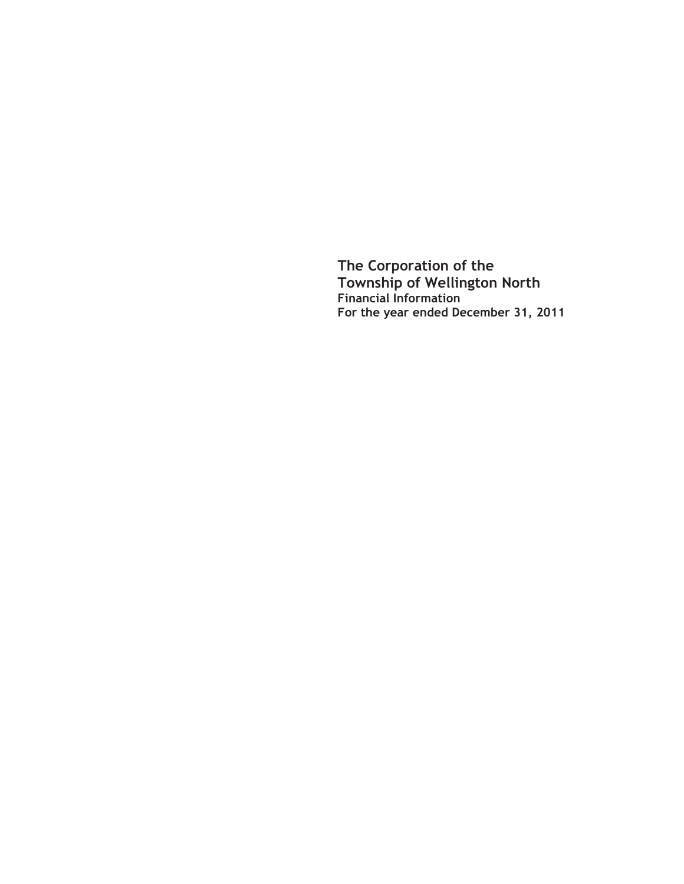# The Corporation of the Township of Wellington North

**Financial Information**

**For the year ended December 31, 2011**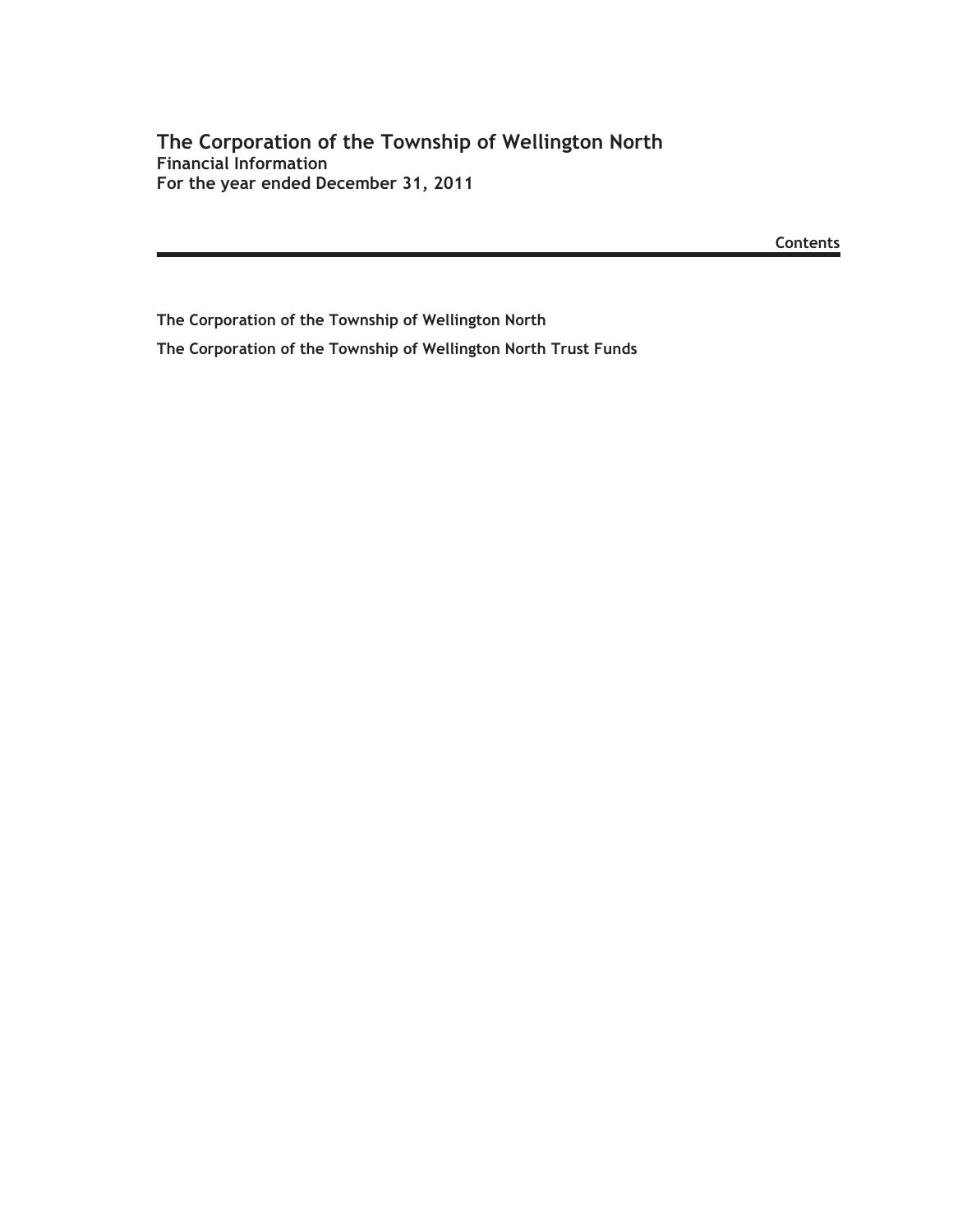# The Corporation of the Township of Wellington North

**Financial Information**
**For the year ended December 31, 2011**

**Contents**

---

**The Corporation of the Township of Wellington North**

**The Corporation of the Township of Wellington North Trust Funds**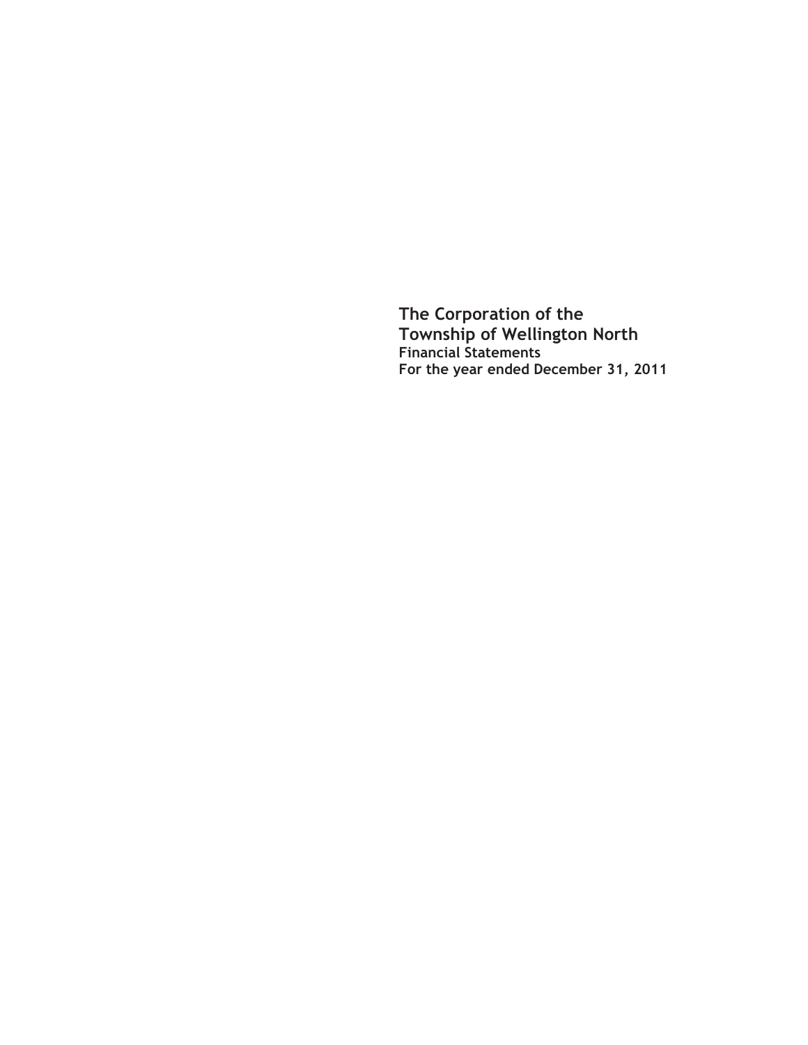# The Corporation of the Township of Wellington North

**Financial Statements**

**For the year ended December 31, 2011**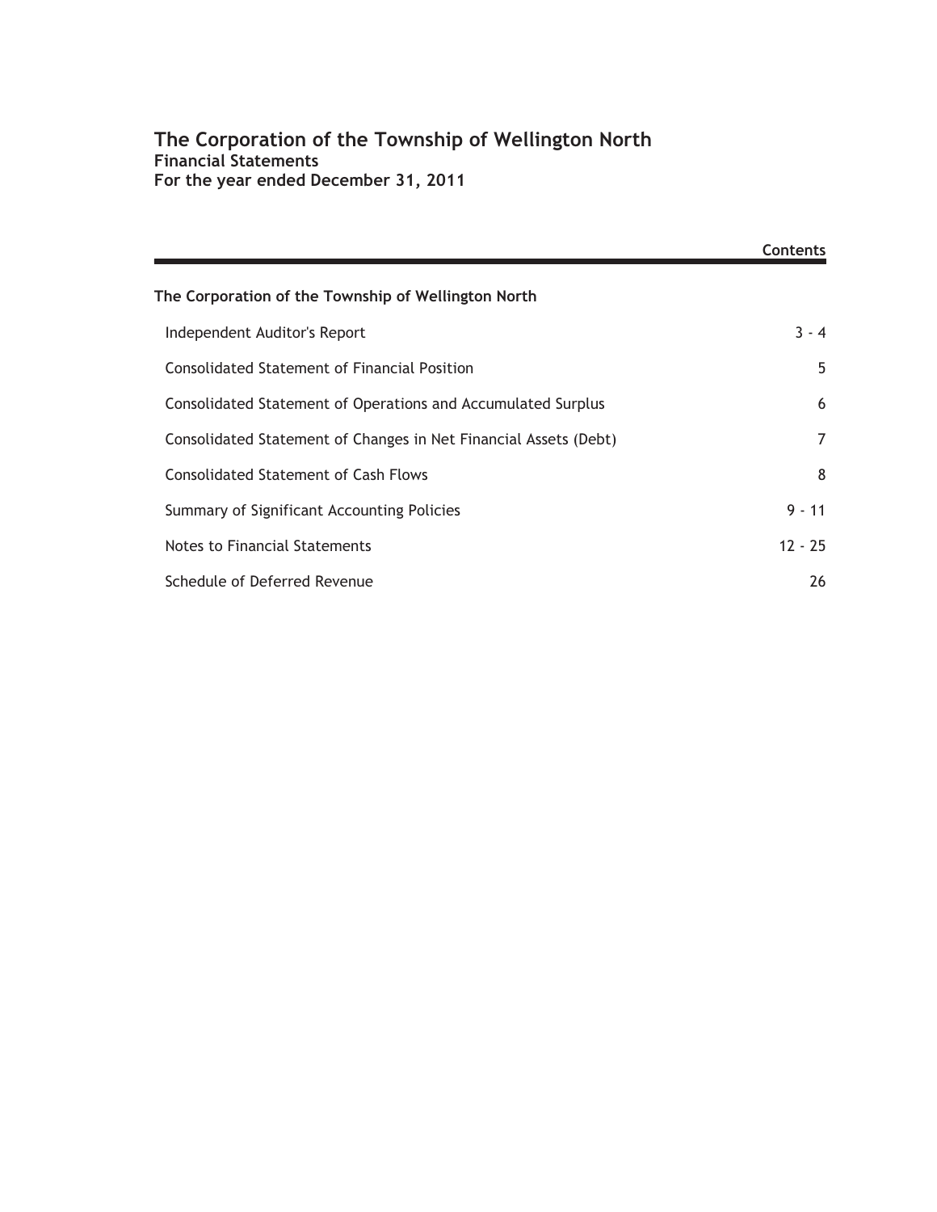# The Corporation of the Township of Wellington North
## Financial Statements
## For the year ended December 31, 2011

| | Contents |
|---|---|
| **The Corporation of the Township of Wellington North** | |
| Independent Auditor's Report | 3 - 4 |
| Consolidated Statement of Financial Position | 5 |
| Consolidated Statement of Operations and Accumulated Surplus | 6 |
| Consolidated Statement of Changes in Net Financial Assets (Debt) | 7 |
| Consolidated Statement of Cash Flows | 8 |
| Summary of Significant Accounting Policies | 9 - 11 |
| Notes to Financial Statements | 12 - 25 |
| Schedule of Deferred Revenue | 26 |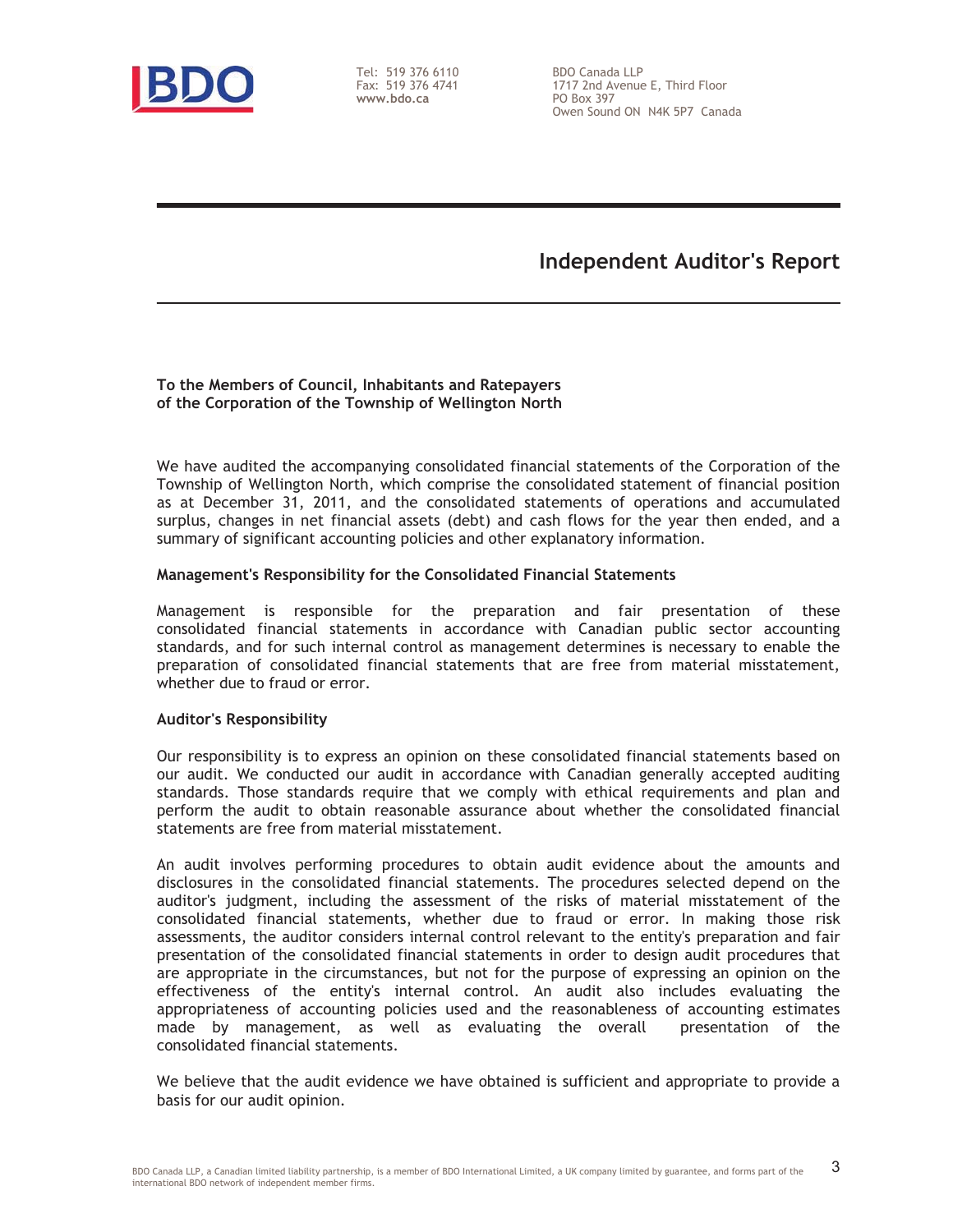Tel: 519 376 6110
Fax: 519 376 4741
**www.bdo.ca**

BDO Canada LLP
1717 2nd Avenue E, Third Floor
PO Box 397
Owen Sound ON N4K 5P7 Canada

# Independent Auditor's Report

**To the Members of Council, Inhabitants and Ratepayers of the Corporation of the Township of Wellington North**

We have audited the accompanying consolidated financial statements of the Corporation of the Township of Wellington North, which comprise the consolidated statement of financial position as at December 31, 2011, and the consolidated statements of operations and accumulated surplus, changes in net financial assets (debt) and cash flows for the year then ended, and a summary of significant accounting policies and other explanatory information.

**Management's Responsibility for the Consolidated Financial Statements**

Management is responsible for the preparation and fair presentation of these consolidated financial statements in accordance with Canadian public sector accounting standards, and for such internal control as management determines is necessary to enable the preparation of consolidated financial statements that are free from material misstatement, whether due to fraud or error.

**Auditor's Responsibility**

Our responsibility is to express an opinion on these consolidated financial statements based on our audit. We conducted our audit in accordance with Canadian generally accepted auditing standards. Those standards require that we comply with ethical requirements and plan and perform the audit to obtain reasonable assurance about whether the consolidated financial statements are free from material misstatement.

An audit involves performing procedures to obtain audit evidence about the amounts and disclosures in the consolidated financial statements. The procedures selected depend on the auditor's judgment, including the assessment of the risks of material misstatement of the consolidated financial statements, whether due to fraud or error. In making those risk assessments, the auditor considers internal control relevant to the entity's preparation and fair presentation of the consolidated financial statements in order to design audit procedures that are appropriate in the circumstances, but not for the purpose of expressing an opinion on the effectiveness of the entity's internal control. An audit also includes evaluating the appropriateness of accounting policies used and the reasonableness of accounting estimates made by management, as well as evaluating the overall presentation of the consolidated financial statements.

We believe that the audit evidence we have obtained is sufficient and appropriate to provide a basis for our audit opinion.

BDO Canada LLP, a Canadian limited liability partnership, is a member of BDO International Limited, a UK company limited by guarantee, and forms part of the international BDO network of independent member firms.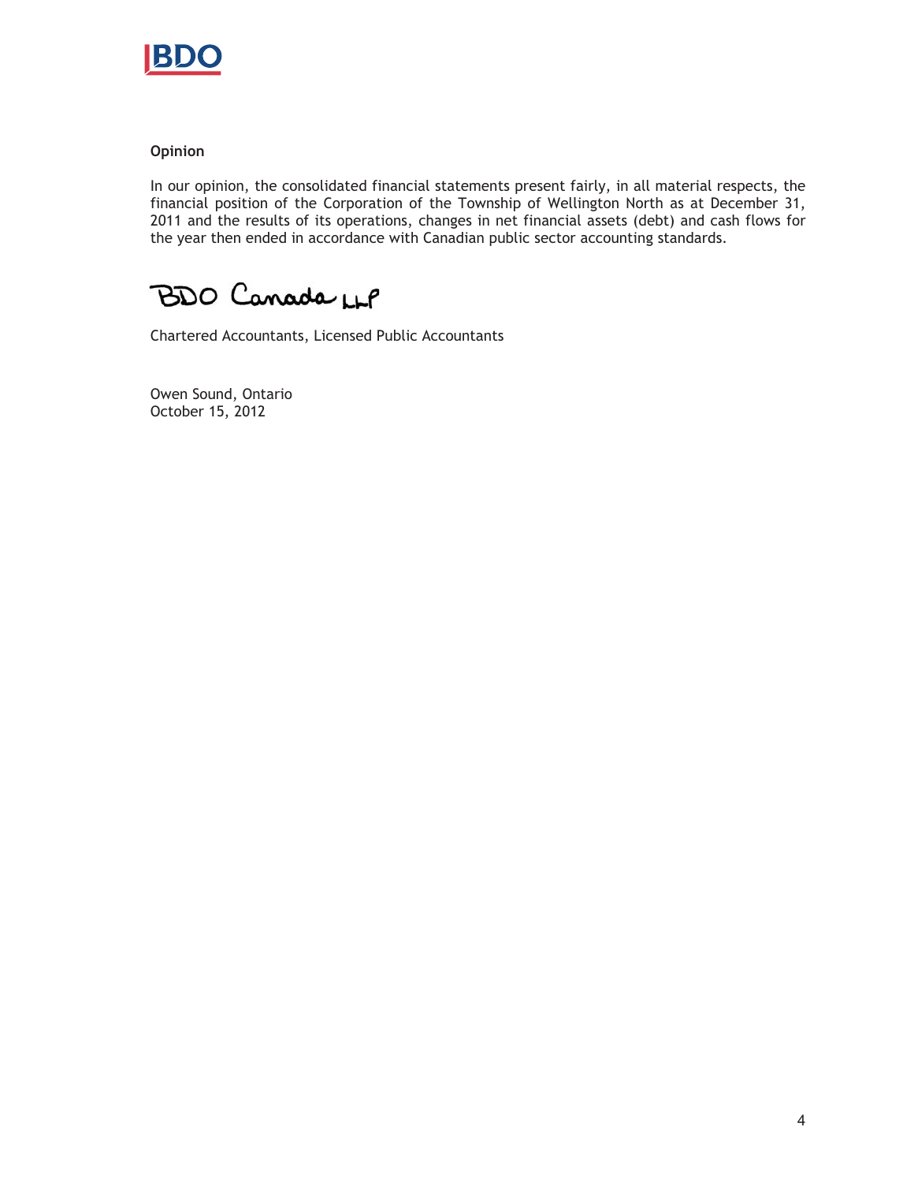**Opinion**

In our opinion, the consolidated financial statements present fairly, in all material respects, the financial position of the Corporation of the Township of Wellington North as at December 31, 2011 and the results of its operations, changes in net financial assets (debt) and cash flows for the year then ended in accordance with Canadian public sector accounting standards.

BDO Canada LLP

Chartered Accountants, Licensed Public Accountants

Owen Sound, Ontario
October 15, 2012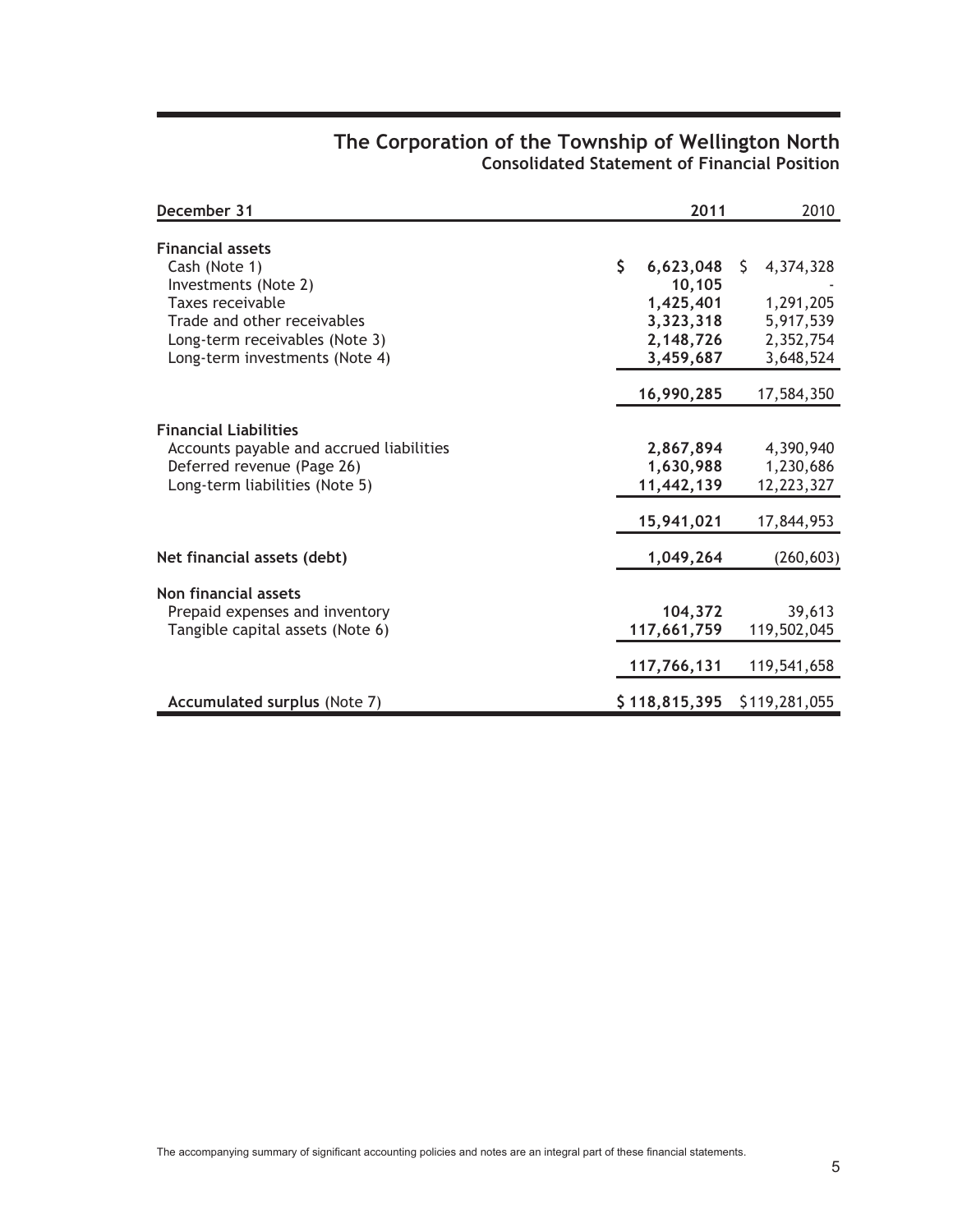# The Corporation of the Township of Wellington North

## Consolidated Statement of Financial Position

| December 31 | 2011 | 2010 |
|---|---|---|
| **Financial assets** | | |
| Cash (Note 1) | **$ 6,623,048** | $ 4,374,328 |
| Investments (Note 2) | **10,105** | - |
| Taxes receivable | **1,425,401** | 1,291,205 |
| Trade and other receivables | **3,323,318** | 5,917,539 |
| Long-term receivables (Note 3) | **2,148,726** | 2,352,754 |
| Long-term investments (Note 4) | **3,459,687** | 3,648,524 |
| | **16,990,285** | 17,584,350 |
| **Financial Liabilities** | | |
| Accounts payable and accrued liabilities | **2,867,894** | 4,390,940 |
| Deferred revenue (Page 26) | **1,630,988** | 1,230,686 |
| Long-term liabilities (Note 5) | **11,442,139** | 12,223,327 |
| | **15,941,021** | 17,844,953 |
| **Net financial assets (debt)** | **1,049,264** | (260,603) |
| **Non financial assets** | | |
| Prepaid expenses and inventory | **104,372** | 39,613 |
| Tangible capital assets (Note 6) | **117,661,759** | 119,502,045 |
| | **117,766,131** | 119,541,658 |
| **Accumulated surplus** (Note 7) | **$ 118,815,395** | $119,281,055 |

The accompanying summary of significant accounting policies and notes are an integral part of these financial statements.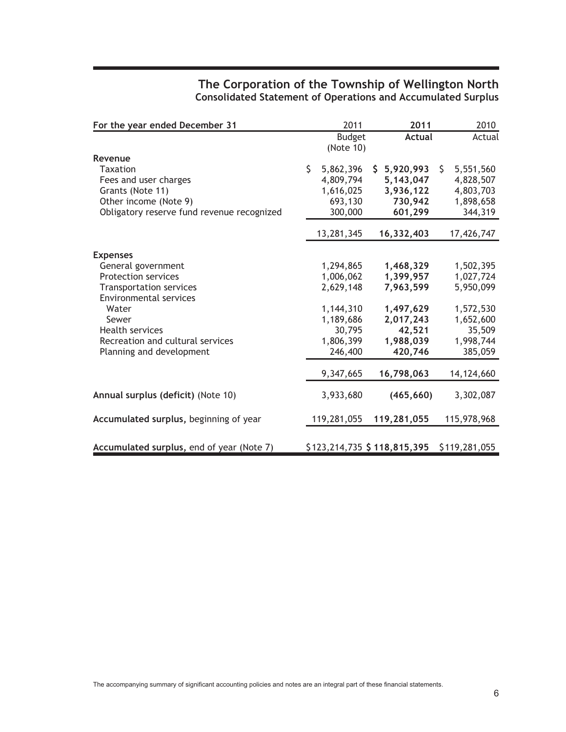# The Corporation of the Township of Wellington North

## Consolidated Statement of Operations and Accumulated Surplus

| For the year ended December 31 | 2011 Budget (Note 10) | **2011 Actual** | 2010 Actual |
|---|---|---|---|
| **Revenue** | | | |
| Taxation | $ 5,862,396 | **$ 5,920,993** | $ 5,551,560 |
| Fees and user charges | 4,809,794 | **5,143,047** | 4,828,507 |
| Grants (Note 11) | 1,616,025 | **3,936,122** | 4,803,703 |
| Other income (Note 9) | 693,130 | **730,942** | 1,898,658 |
| Obligatory reserve fund revenue recognized | 300,000 | **601,299** | 344,319 |
| | 13,281,345 | **16,332,403** | 17,426,747 |
| **Expenses** | | | |
| General government | 1,294,865 | **1,468,329** | 1,502,395 |
| Protection services | 1,006,062 | **1,399,957** | 1,027,724 |
| Transportation services | 2,629,148 | **7,963,599** | 5,950,099 |
| Environmental services | | | |
| Water | 1,144,310 | **1,497,629** | 1,572,530 |
| Sewer | 1,189,686 | **2,017,243** | 1,652,600 |
| Health services | 30,795 | **42,521** | 35,509 |
| Recreation and cultural services | 1,806,399 | **1,988,039** | 1,998,744 |
| Planning and development | 246,400 | **420,746** | 385,059 |
| | 9,347,665 | **16,798,063** | 14,124,660 |
| **Annual surplus (deficit)** (Note 10) | 3,933,680 | **(465,660)** | 3,302,087 |
| **Accumulated surplus,** beginning of year | 119,281,055 | **119,281,055** | 115,978,968 |
| **Accumulated surplus,** end of year (Note 7) | $123,214,735 | **$ 118,815,395** | $119,281,055 |

The accompanying summary of significant accounting policies and notes are an integral part of these financial statements.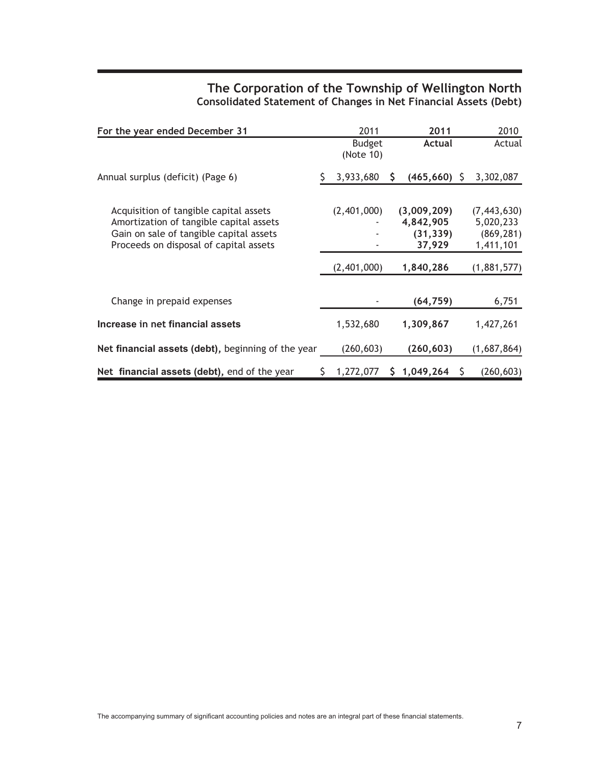# The Corporation of the Township of Wellington North

## Consolidated Statement of Changes in Net Financial Assets (Debt)

| For the year ended December 31 | 2011 Budget (Note 10) | 2011 Actual | 2010 Actual |
|---|---|---|---|
| Annual surplus (deficit) (Page 6) | $ 3,933,680 | $ **(465,660)** | $ 3,302,087 |
| Acquisition of tangible capital assets | (2,401,000) | **(3,009,209)** | (7,443,630) |
| Amortization of tangible capital assets | - | **4,842,905** | 5,020,233 |
| Gain on sale of tangible capital assets | - | **(31,339)** | (869,281) |
| Proceeds on disposal of capital assets | - | **37,929** | 1,411,101 |
| | (2,401,000) | **1,840,286** | (1,881,577) |
| Change in prepaid expenses | - | **(64,759)** | 6,751 |
| **Increase in net financial assets** | 1,532,680 | **1,309,867** | 1,427,261 |
| **Net financial assets (debt),** beginning of the year | (260,603) | **(260,603)** | (1,687,864) |
| **Net financial assets (debt),** end of the year | $ 1,272,077 | **$ 1,049,264** | $ (260,603) |

The accompanying summary of significant accounting policies and notes are an integral part of these financial statements.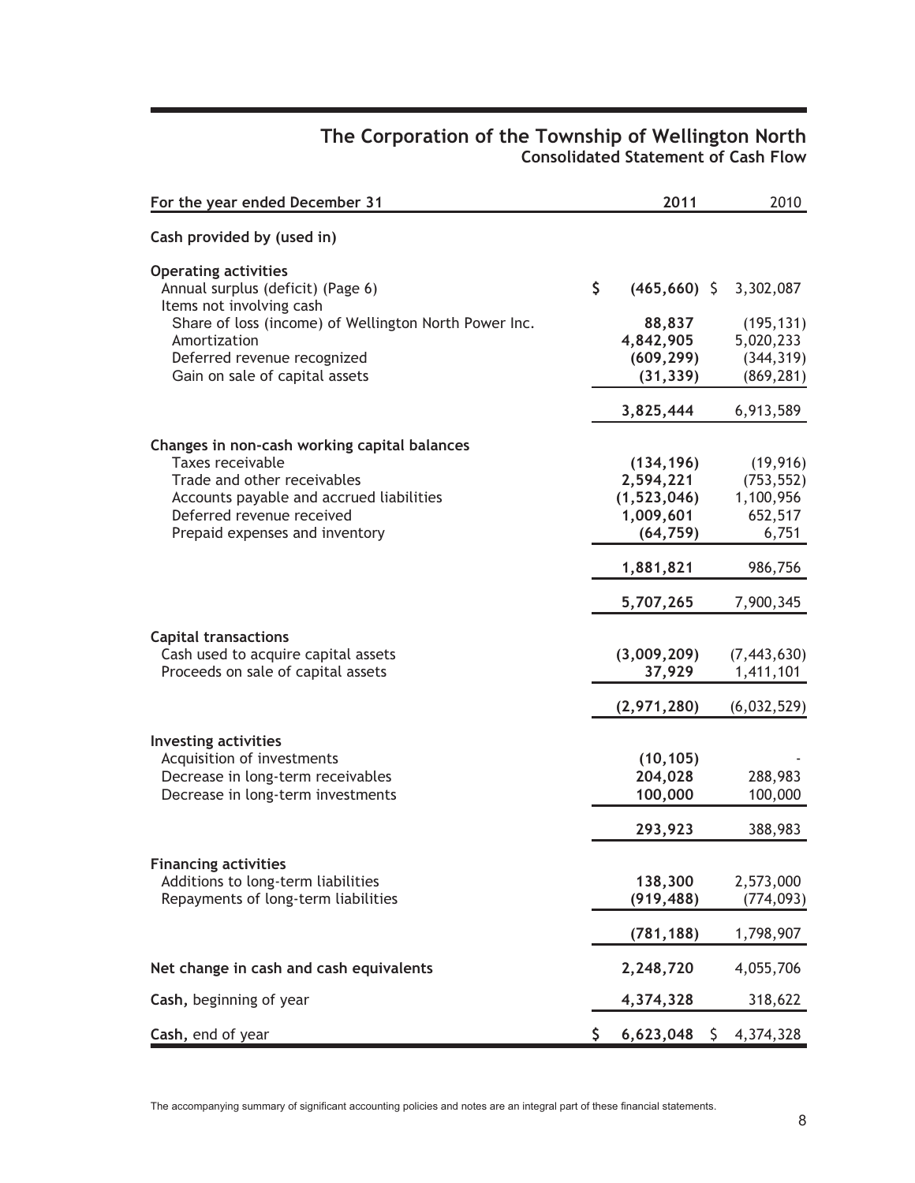# The Corporation of the Township of Wellington North

## Consolidated Statement of Cash Flow

| For the year ended December 31 | 2011 | 2010 |
|---|---|---|
| **Cash provided by (used in)** | | |
| **Operating activities** | | |
| Annual surplus (deficit) (Page 6) | $ **(465,660)** | $ 3,302,087 |
| Items not involving cash | | |
| Share of loss (income) of Wellington North Power Inc. | **88,837** | (195,131) |
| Amortization | **4,842,905** | 5,020,233 |
| Deferred revenue recognized | **(609,299)** | (344,319) |
| Gain on sale of capital assets | **(31,339)** | (869,281) |
| | **3,825,444** | 6,913,589 |
| **Changes in non-cash working capital balances** | | |
| Taxes receivable | **(134,196)** | (19,916) |
| Trade and other receivables | **2,594,221** | (753,552) |
| Accounts payable and accrued liabilities | **(1,523,046)** | 1,100,956 |
| Deferred revenue received | **1,009,601** | 652,517 |
| Prepaid expenses and inventory | **(64,759)** | 6,751 |
| | **1,881,821** | 986,756 |
| | **5,707,265** | 7,900,345 |
| **Capital transactions** | | |
| Cash used to acquire capital assets | **(3,009,209)** | (7,443,630) |
| Proceeds on sale of capital assets | **37,929** | 1,411,101 |
| | **(2,971,280)** | (6,032,529) |
| **Investing activities** | | |
| Acquisition of investments | **(10,105)** | - |
| Decrease in long-term receivables | **204,028** | 288,983 |
| Decrease in long-term investments | **100,000** | 100,000 |
| | **293,923** | 388,983 |
| **Financing activities** | | |
| Additions to long-term liabilities | **138,300** | 2,573,000 |
| Repayments of long-term liabilities | **(919,488)** | (774,093) |
| | **(781,188)** | 1,798,907 |
| **Net change in cash and cash equivalents** | **2,248,720** | 4,055,706 |
| **Cash,** beginning of year | **4,374,328** | 318,622 |
| **Cash,** end of year | $ **6,623,048** | $ 4,374,328 |

The accompanying summary of significant accounting policies and notes are an integral part of these financial statements.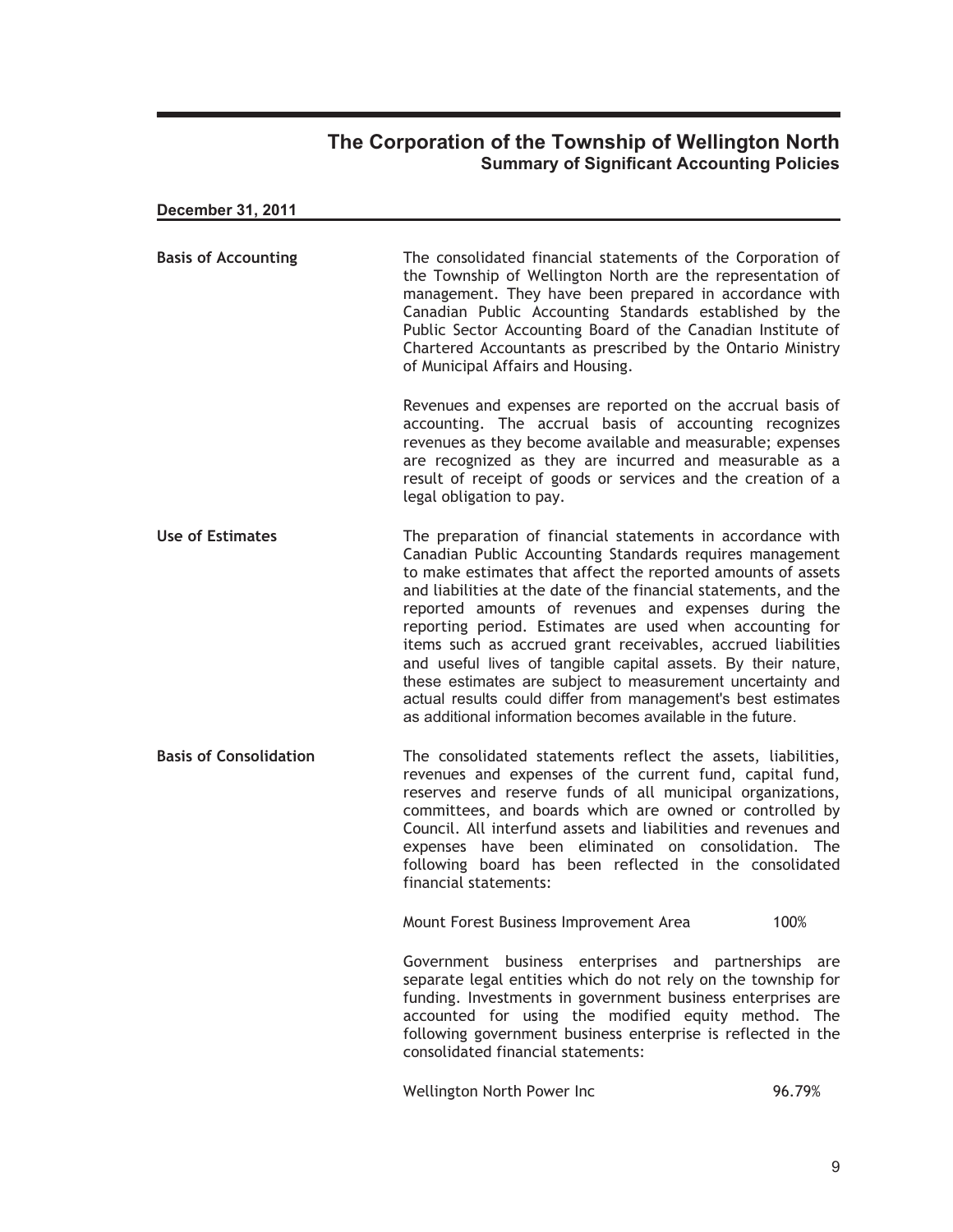# The Corporation of the Township of Wellington North

## Summary of Significant Accounting Policies

**December 31, 2011**

**Basis of Accounting**

The consolidated financial statements of the Corporation of the Township of Wellington North are the representation of management. They have been prepared in accordance with Canadian Public Accounting Standards established by the Public Sector Accounting Board of the Canadian Institute of Chartered Accountants as prescribed by the Ontario Ministry of Municipal Affairs and Housing.

Revenues and expenses are reported on the accrual basis of accounting. The accrual basis of accounting recognizes revenues as they become available and measurable; expenses are recognized as they are incurred and measurable as a result of receipt of goods or services and the creation of a legal obligation to pay.

**Use of Estimates**

The preparation of financial statements in accordance with Canadian Public Accounting Standards requires management to make estimates that affect the reported amounts of assets and liabilities at the date of the financial statements, and the reported amounts of revenues and expenses during the reporting period. Estimates are used when accounting for items such as accrued grant receivables, accrued liabilities and useful lives of tangible capital assets. By their nature, these estimates are subject to measurement uncertainty and actual results could differ from management's best estimates as additional information becomes available in the future.

**Basis of Consolidation**

The consolidated statements reflect the assets, liabilities, revenues and expenses of the current fund, capital fund, reserves and reserve funds of all municipal organizations, committees, and boards which are owned or controlled by Council. All interfund assets and liabilities and revenues and expenses have been eliminated on consolidation. The following board has been reflected in the consolidated financial statements:

| | |
|---|---|
| Mount Forest Business Improvement Area | 100% |

Government business enterprises and partnerships are separate legal entities which do not rely on the township for funding. Investments in government business enterprises are accounted for using the modified equity method. The following government business enterprise is reflected in the consolidated financial statements:

| | |
|---|---|
| Wellington North Power Inc | 96.79% |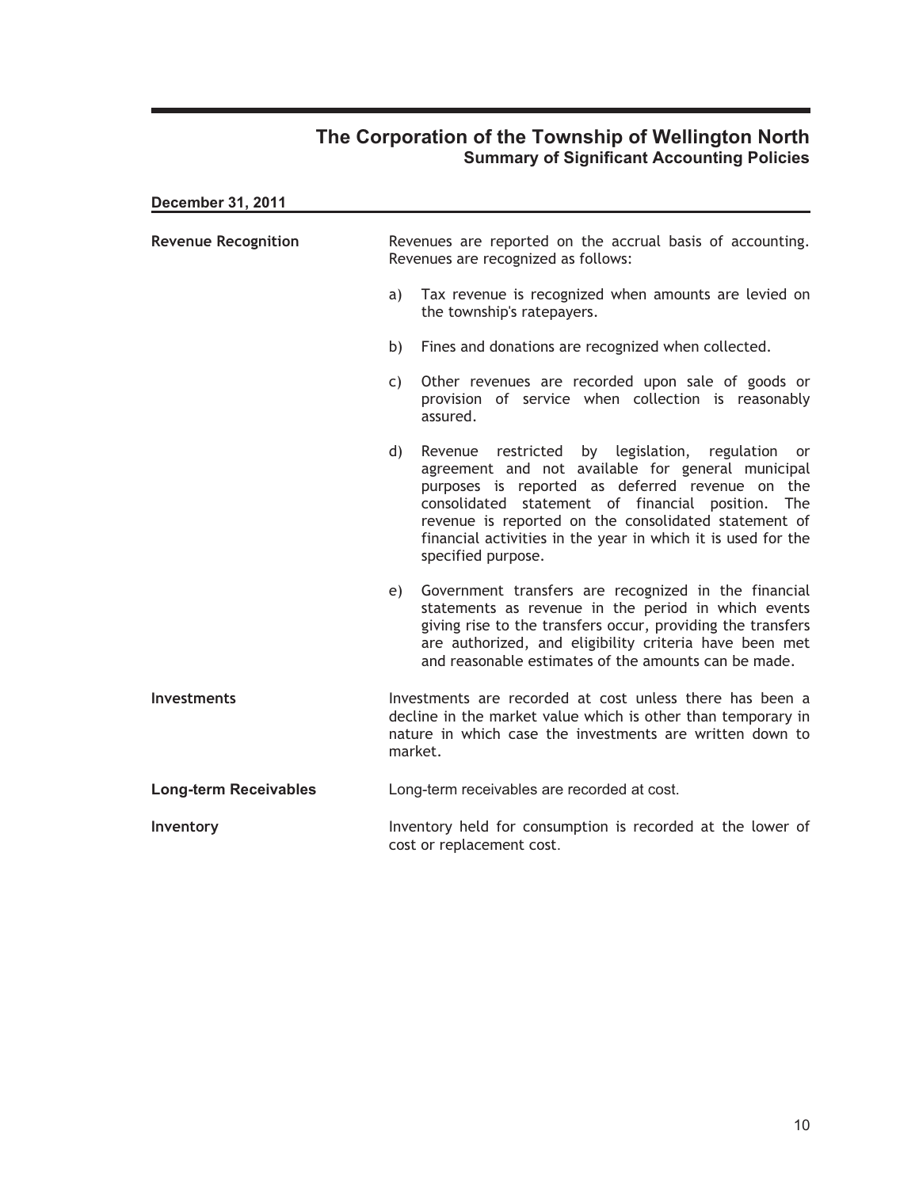# The Corporation of the Township of Wellington North

## Summary of Significant Accounting Policies

**December 31, 2011**

**Revenue Recognition**

Revenues are reported on the accrual basis of accounting. Revenues are recognized as follows:

a) Tax revenue is recognized when amounts are levied on the township's ratepayers.

b) Fines and donations are recognized when collected.

c) Other revenues are recorded upon sale of goods or provision of service when collection is reasonably assured.

d) Revenue restricted by legislation, regulation or agreement and not available for general municipal purposes is reported as deferred revenue on the consolidated statement of financial position. The revenue is reported on the consolidated statement of financial activities in the year in which it is used for the specified purpose.

e) Government transfers are recognized in the financial statements as revenue in the period in which events giving rise to the transfers occur, providing the transfers are authorized, and eligibility criteria have been met and reasonable estimates of the amounts can be made.

**Investments**

Investments are recorded at cost unless there has been a decline in the market value which is other than temporary in nature in which case the investments are written down to market.

**Long-term Receivables**

Long-term receivables are recorded at cost.

**Inventory**

Inventory held for consumption is recorded at the lower of cost or replacement cost.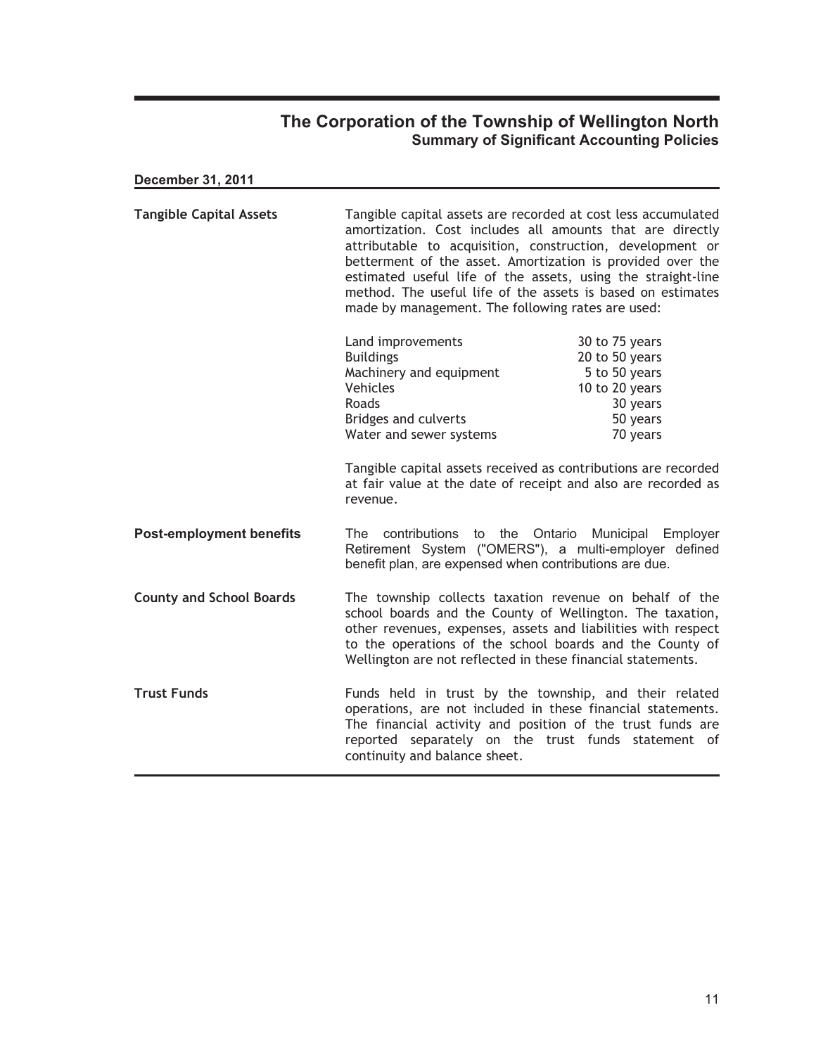# The Corporation of the Township of Wellington North

## Summary of Significant Accounting Policies

**December 31, 2011**

**Tangible Capital Assets**

Tangible capital assets are recorded at cost less accumulated amortization. Cost includes all amounts that are directly attributable to acquisition, construction, development or betterment of the asset. Amortization is provided over the estimated useful life of the assets, using the straight-line method. The useful life of the assets is based on estimates made by management. The following rates are used:

| | |
|---|---|
| Land improvements | 30 to 75 years |
| Buildings | 20 to 50 years |
| Machinery and equipment | 5 to 50 years |
| Vehicles | 10 to 20 years |
| Roads | 30 years |
| Bridges and culverts | 50 years |
| Water and sewer systems | 70 years |

Tangible capital assets received as contributions are recorded at fair value at the date of receipt and also are recorded as revenue.

**Post-employment benefits**

The contributions to the Ontario Municipal Employer Retirement System ("OMERS"), a multi-employer defined benefit plan, are expensed when contributions are due.

**County and School Boards**

The township collects taxation revenue on behalf of the school boards and the County of Wellington. The taxation, other revenues, expenses, assets and liabilities with respect to the operations of the school boards and the County of Wellington are not reflected in these financial statements.

**Trust Funds**

Funds held in trust by the township, and their related operations, are not included in these financial statements. The financial activity and position of the trust funds are reported separately on the trust funds statement of continuity and balance sheet.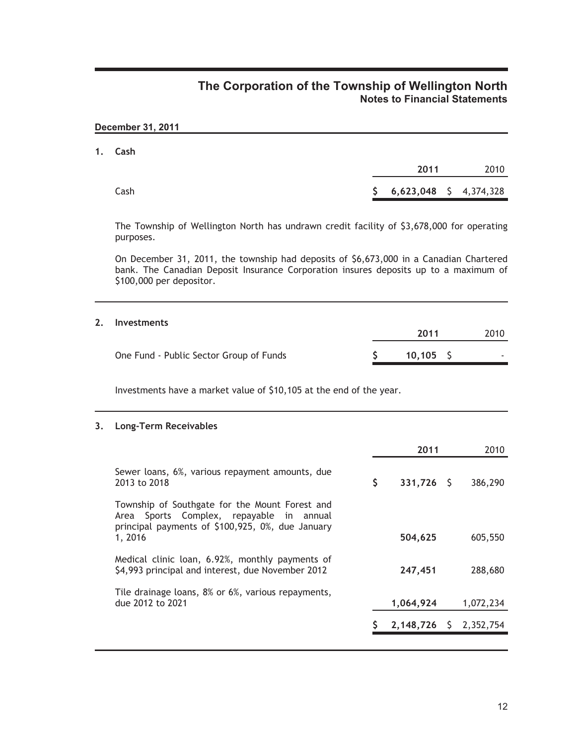# The Corporation of the Township of Wellington North
## Notes to Financial Statements

**December 31, 2011**

### 1. Cash

| | 2011 | 2010 |
|---|---|---|
| Cash | **$ 6,623,048** | $ 4,374,328 |

The Township of Wellington North has undrawn credit facility of $3,678,000 for operating purposes.

On December 31, 2011, the township had deposits of $6,673,000 in a Canadian Chartered bank. The Canadian Deposit Insurance Corporation insures deposits up to a maximum of $100,000 per depositor.

### 2. Investments

| | 2011 | 2010 |
|---|---|---|
| One Fund - Public Sector Group of Funds | **$ 10,105** | $ - |

Investments have a market value of $10,105 at the end of the year.

### 3. Long-Term Receivables

| | 2011 | 2010 |
|---|---|---|
| Sewer loans, 6%, various repayment amounts, due 2013 to 2018 | **$ 331,726** | $ 386,290 |
| Township of Southgate for the Mount Forest and Area Sports Complex, repayable in annual principal payments of $100,925, 0%, due January 1, 2016 | **504,625** | 605,550 |
| Medical clinic loan, 6.92%, monthly payments of $4,993 principal and interest, due November 2012 | **247,451** | 288,680 |
| Tile drainage loans, 8% or 6%, various repayments, due 2012 to 2021 | **1,064,924** | 1,072,234 |
| | **$ 2,148,726** | $ 2,352,754 |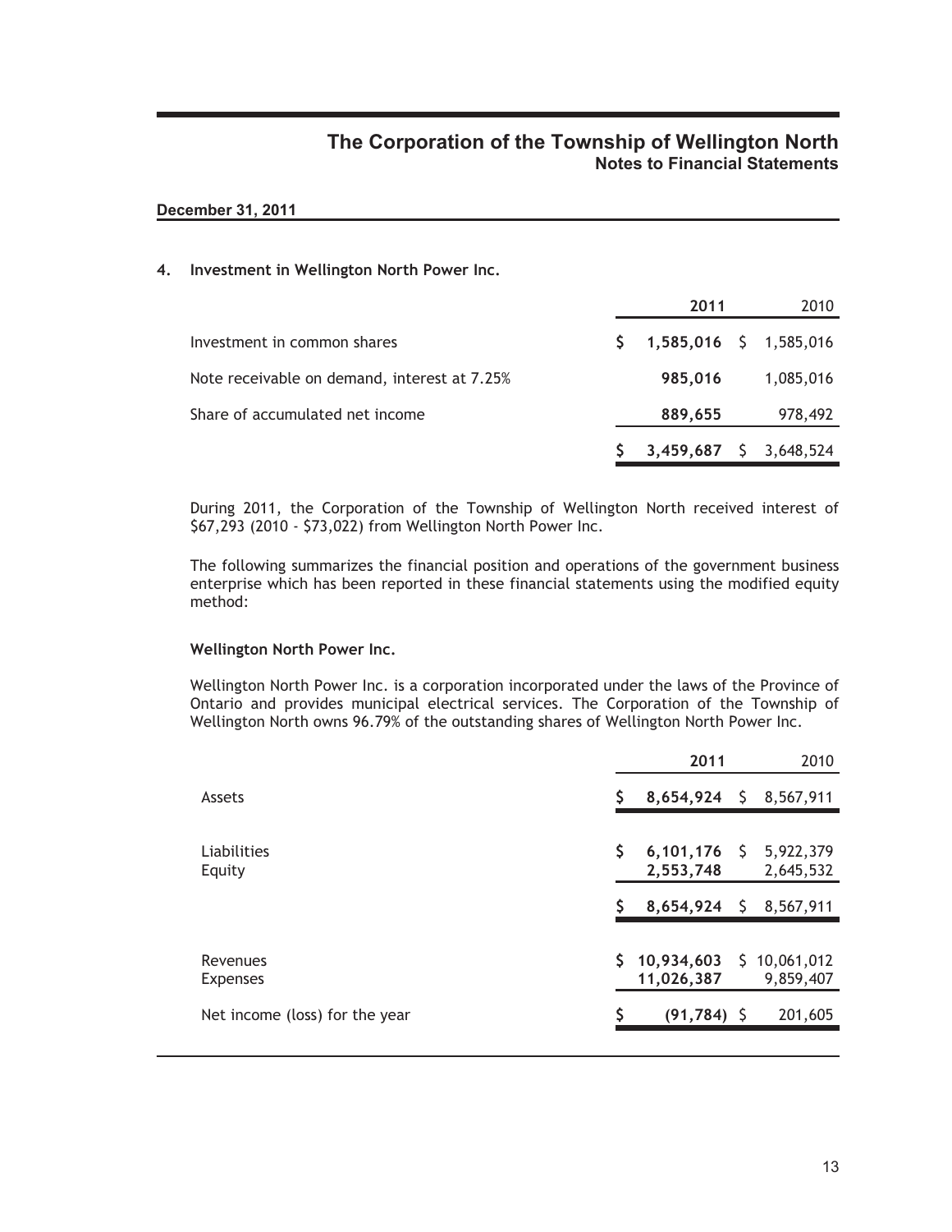# The Corporation of the Township of Wellington North
## Notes to Financial Statements

**December 31, 2011**

### 4. Investment in Wellington North Power Inc.

| | 2011 | 2010 |
|---|---|---|
| Investment in common shares | **$ 1,585,016** | $ 1,585,016 |
| Note receivable on demand, interest at 7.25% | **985,016** | 1,085,016 |
| Share of accumulated net income | **889,655** | 978,492 |
| | **$ 3,459,687** | $ 3,648,524 |

During 2011, the Corporation of the Township of Wellington North received interest of $67,293 (2010 - $73,022) from Wellington North Power Inc.

The following summarizes the financial position and operations of the government business enterprise which has been reported in these financial statements using the modified equity method:

**Wellington North Power Inc.**

Wellington North Power Inc. is a corporation incorporated under the laws of the Province of Ontario and provides municipal electrical services. The Corporation of the Township of Wellington North owns 96.79% of the outstanding shares of Wellington North Power Inc.

| | 2011 | 2010 |
|---|---|---|
| Assets | **$ 8,654,924** | $ 8,567,911 |
| Liabilities | **$ 6,101,176** | $ 5,922,379 |
| Equity | **2,553,748** | 2,645,532 |
| | **$ 8,654,924** | $ 8,567,911 |
| Revenues | **$ 10,934,603** | $ 10,061,012 |
| Expenses | **11,026,387** | 9,859,407 |
| Net income (loss) for the year | **$ (91,784)** | $ 201,605 |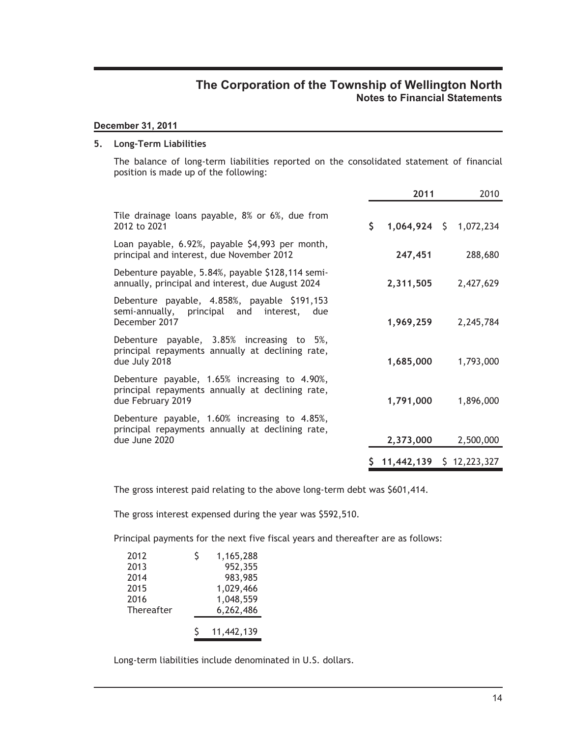# The Corporation of the Township of Wellington North

## Notes to Financial Statements

**December 31, 2011**

### 5. Long-Term Liabilities

The balance of long-term liabilities reported on the consolidated statement of financial position is made up of the following:

| | **2011** | 2010 |
|---|---|---|
| Tile drainage loans payable, 8% or 6%, due from 2012 to 2021 | **$ 1,064,924** | $ 1,072,234 |
| Loan payable, 6.92%, payable $4,993 per month, principal and interest, due November 2012 | **247,451** | 288,680 |
| Debenture payable, 5.84%, payable $128,114 semi-annually, principal and interest, due August 2024 | **2,311,505** | 2,427,629 |
| Debenture payable, 4.858%, payable $191,153 semi-annually, principal and interest, due December 2017 | **1,969,259** | 2,245,784 |
| Debenture payable, 3.85% increasing to 5%, principal repayments annually at declining rate, due July 2018 | **1,685,000** | 1,793,000 |
| Debenture payable, 1.65% increasing to 4.90%, principal repayments annually at declining rate, due February 2019 | **1,791,000** | 1,896,000 |
| Debenture payable, 1.60% increasing to 4.85%, principal repayments annually at declining rate, due June 2020 | **2,373,000** | 2,500,000 |
| | **$ 11,442,139** | $ 12,223,327 |

The gross interest paid relating to the above long-term debt was $601,414.

The gross interest expensed during the year was $592,510.

Principal payments for the next five fiscal years and thereafter are as follows:

| | |
|---|---|
| 2012 | $ 1,165,288 |
| 2013 | 952,355 |
| 2014 | 983,985 |
| 2015 | 1,029,466 |
| 2016 | 1,048,559 |
| Thereafter | 6,262,486 |
| | $ 11,442,139 |

Long-term liabilities include denominated in U.S. dollars.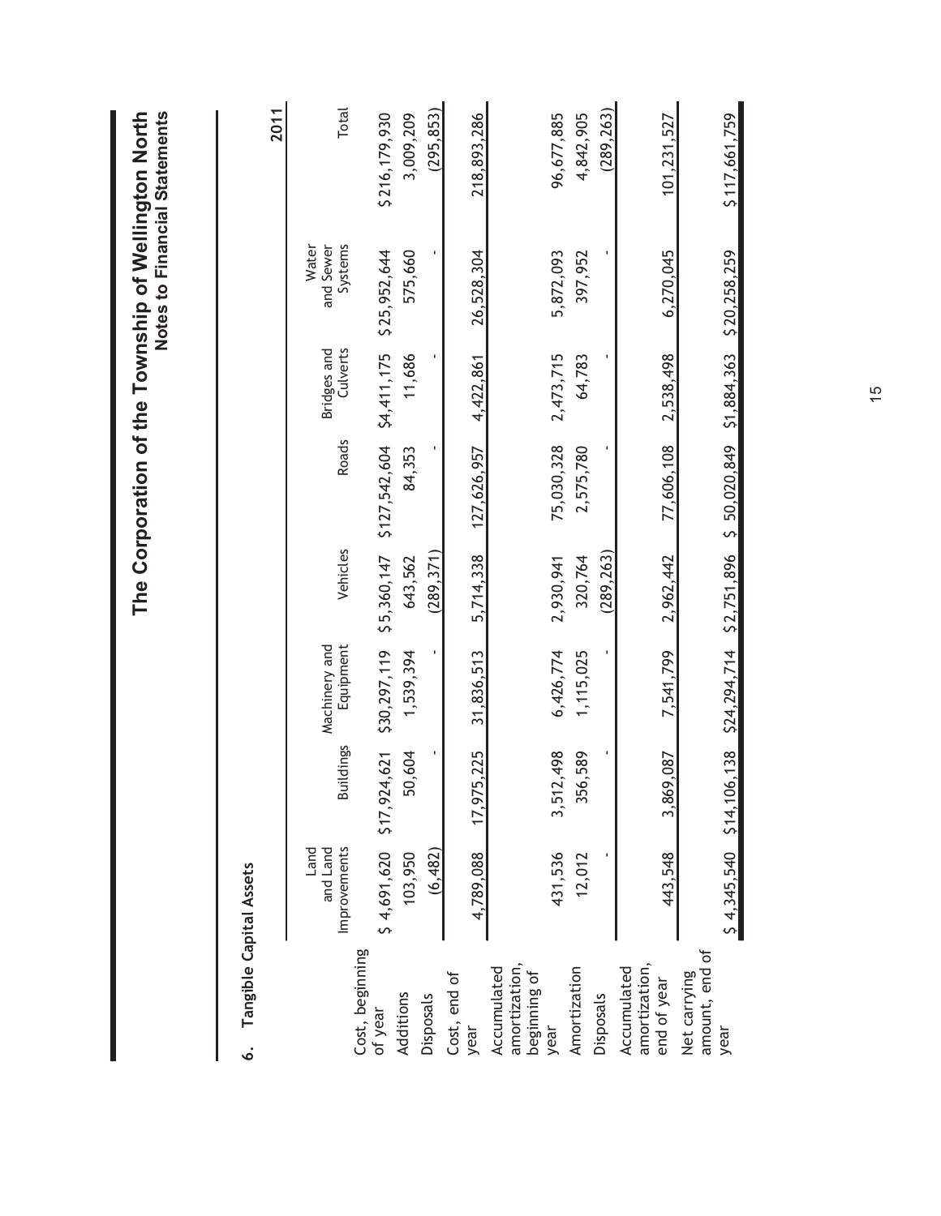## 6. Tangible Capital Assets

2011

| | Land and Land Improvements | Buildings | Machinery and Equipment | Vehicles | Roads | Bridges and Culverts | Water and Sewer Systems | Total |
|---|---|---|---|---|---|---|---|---|
| Cost, beginning of year | $ 4,691,620 | $17,924,621 | $30,297,119 | $ 5,360,147 | $127,542,604 | $4,411,175 | $25,952,644 | $216,179,930 |
| Additions | 103,950 | 50,604 | 1,539,394 | 643,562 | 84,353 | 11,686 | 575,660 | 3,009,209 |
| Disposals | (6,482) | - | - | (289,371) | - | - | - | (295,853) |
| Cost, end of year | 4,789,088 | 17,975,225 | 31,836,513 | 5,714,338 | 127,626,957 | 4,422,861 | 26,528,304 | 218,893,286 |
| Accumulated amortization, beginning of year | 431,536 | 3,512,498 | 6,426,774 | 2,930,941 | 75,030,328 | 2,473,715 | 5,872,093 | 96,677,885 |
| Amortization | 12,012 | 356,589 | 1,115,025 | 320,764 | 2,575,780 | 64,783 | 397,952 | 4,842,905 |
| Disposals | - | - | - | (289,263) | - | - | - | (289,263) |
| Accumulated amortization, end of year | 443,548 | 3,869,087 | 7,541,799 | 2,962,442 | 77,606,108 | 2,538,498 | 6,270,045 | 101,231,527 |
| Net carrying amount, end of year | $ 4,345,540 | $14,106,138 | $24,294,714 | $2,751,896 | $ 50,020,849 | $1,884,363 | $20,258,259 | $117,661,759 |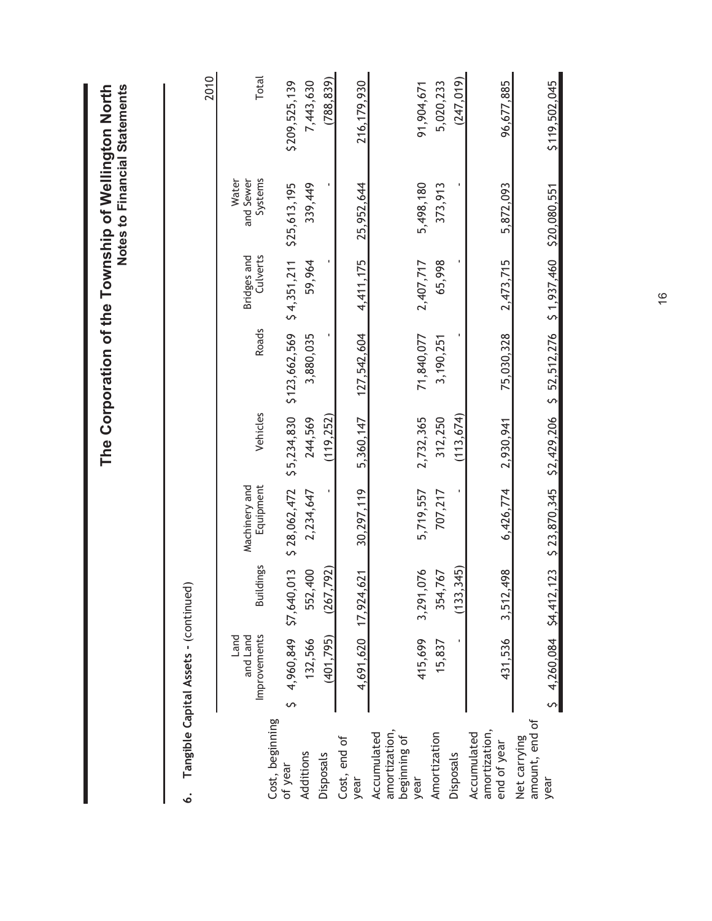## 6. Tangible Capital Assets - (continued)

2010

| | Land and Land Improvements | Buildings | Machinery and Equipment | Vehicles | Roads | Bridges and Culverts | Water and Sewer Systems | Total |
|---|---|---|---|---|---|---|---|---|
| Cost, beginning of year | $ 4,960,849 | $7,640,013 | $ 28,062,472 | $ 5,234,830 | $ 123,662,569 | $ 4,351,211 | $25,613,195 | $209,525,139 |
| Additions | 132,566 | 552,400 | 2,234,647 | 244,569 | 3,880,035 | 59,964 | 339,449 | 7,443,630 |
| Disposals | (401,795) | (267,792) | - | (119,252) | - | - | - | (788,839) |
| Cost, end of year | 4,691,620 | 17,924,621 | 30,297,119 | 5,360,147 | 127,542,604 | 4,411,175 | 25,952,644 | 216,179,930 |
| Accumulated amortization, beginning of year | 415,699 | 3,291,076 | 5,719,557 | 2,732,365 | 71,840,077 | 2,407,717 | 5,498,180 | 91,904,671 |
| Amortization | 15,837 | 354,767 | 707,217 | 312,250 | 3,190,251 | 65,998 | 373,913 | 5,020,233 |
| Disposals | - | (133,345) | - | (113,674) | - | - | - | (247,019) |
| Accumulated amortization, end of year | 431,536 | 3,512,498 | 6,426,774 | 2,930,941 | 75,030,328 | 2,473,715 | 5,872,093 | 96,677,885 |
| Net carrying amount, end of year | $ 4,260,084 | $4,412,123 | $ 23,870,345 | $2,429,206 | $ 52,512,276 | $ 1,937,460 | $20,080,551 | $119,502,045 |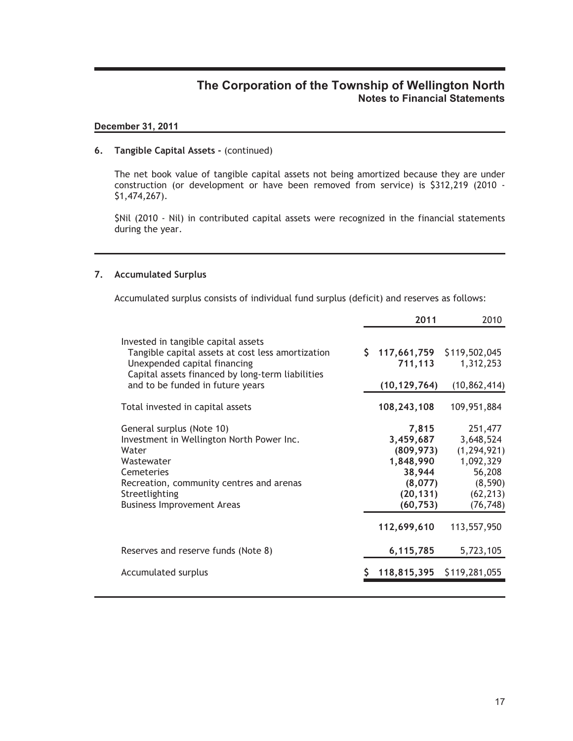# The Corporation of the Township of Wellington North
## Notes to Financial Statements

**December 31, 2011**

### 6. Tangible Capital Assets - (continued)

The net book value of tangible capital assets not being amortized because they are under construction (or development or have been removed from service) is $312,219 (2010 - $1,474,267).

$Nil (2010 - Nil) in contributed capital assets were recognized in the financial statements during the year.

### 7. Accumulated Surplus

Accumulated surplus consists of individual fund surplus (deficit) and reserves as follows:

| | 2011 | 2010 |
|---|---|---|
| Invested in tangible capital assets | | |
| Tangible capital assets at cost less amortization | **$ 117,661,759** | $119,502,045 |
| Unexpended capital financing | **711,113** | 1,312,253 |
| Capital assets financed by long-term liabilities and to be funded in future years | **(10,129,764)** | (10,862,414) |
| Total invested in capital assets | **108,243,108** | 109,951,884 |
| General surplus (Note 10) | **7,815** | 251,477 |
| Investment in Wellington North Power Inc. | **3,459,687** | 3,648,524 |
| Water | **(809,973)** | (1,294,921) |
| Wastewater | **1,848,990** | 1,092,329 |
| Cemeteries | **38,944** | 56,208 |
| Recreation, community centres and arenas | **(8,077)** | (8,590) |
| Streetlighting | **(20,131)** | (62,213) |
| Business Improvement Areas | **(60,753)** | (76,748) |
| | **112,699,610** | 113,557,950 |
| Reserves and reserve funds (Note 8) | **6,115,785** | 5,723,105 |
| Accumulated surplus | **$ 118,815,395** | $119,281,055 |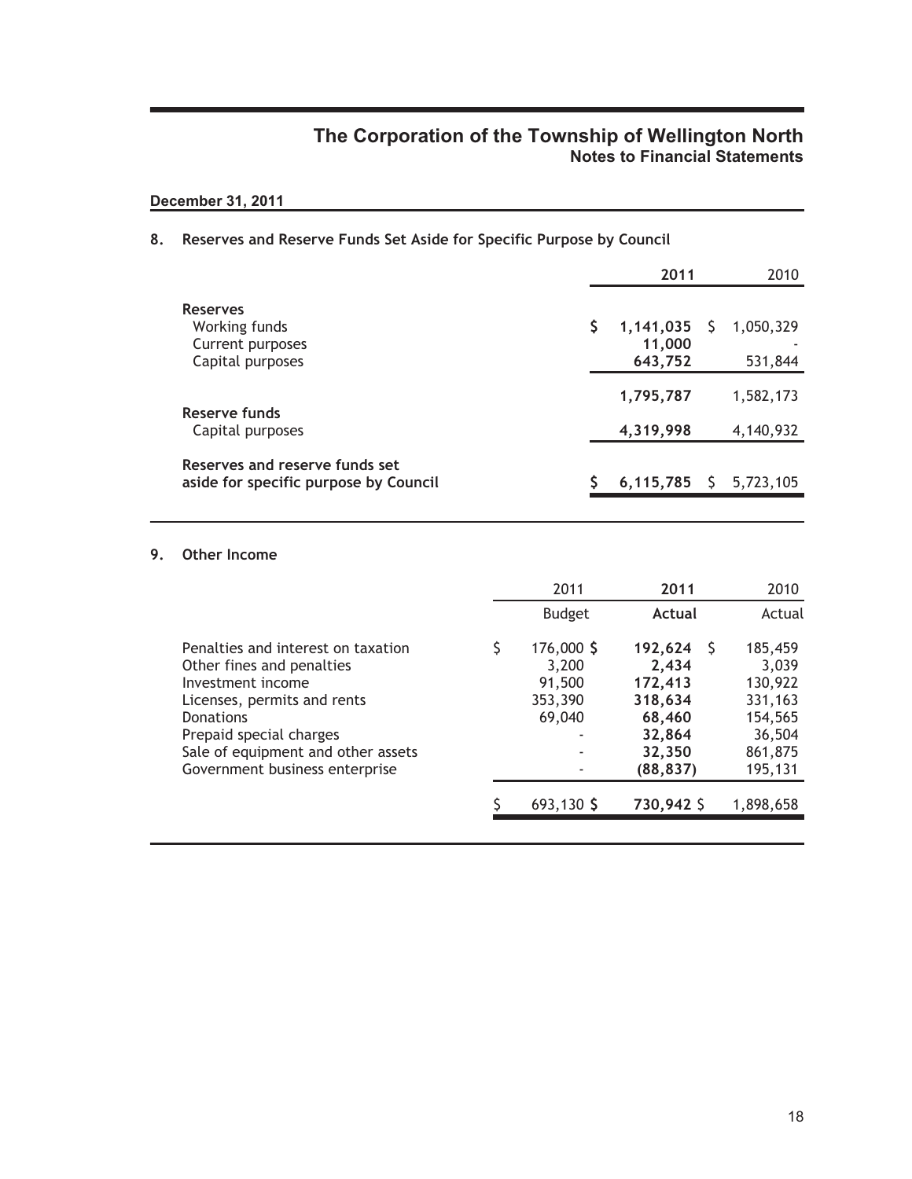# The Corporation of the Township of Wellington North

## Notes to Financial Statements

**December 31, 2011**

### 8. Reserves and Reserve Funds Set Aside for Specific Purpose by Council

| | **2011** | 2010 |
|---|---|---|
| **Reserves** | | |
| Working funds | $ **1,141,035** | $ 1,050,329 |
| Current purposes | **11,000** | - |
| Capital purposes | **643,752** | 531,844 |
| | **1,795,787** | 1,582,173 |
| **Reserve funds** | | |
| Capital purposes | **4,319,998** | 4,140,932 |
| **Reserves and reserve funds set aside for specific purpose by Council** | $ **6,115,785** | $ 5,723,105 |

### 9. Other Income

| | 2011 Budget | **2011 Actual** | 2010 Actual |
|---|---|---|---|
| Penalties and interest on taxation | $ 176,000 | $ **192,624** | $ 185,459 |
| Other fines and penalties | 3,200 | **2,434** | 3,039 |
| Investment income | 91,500 | **172,413** | 130,922 |
| Licenses, permits and rents | 353,390 | **318,634** | 331,163 |
| Donations | 69,040 | **68,460** | 154,565 |
| Prepaid special charges | - | **32,864** | 36,504 |
| Sale of equipment and other assets | - | **32,350** | 861,875 |
| Government business enterprise | - | **(88,837)** | 195,131 |
| | $ 693,130 | $ **730,942** | $ 1,898,658 |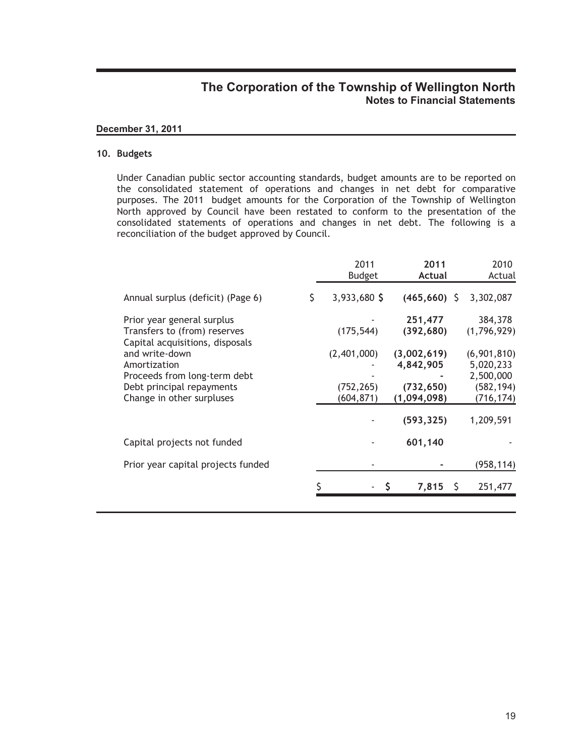# The Corporation of the Township of Wellington North

## Notes to Financial Statements

**December 31, 2011**

### 10. Budgets

Under Canadian public sector accounting standards, budget amounts are to be reported on the consolidated statement of operations and changes in net debt for comparative purposes. The 2011 budget amounts for the Corporation of the Township of Wellington North approved by Council have been restated to conform to the presentation of the consolidated statements of operations and changes in net debt. The following is a reconciliation of the budget approved by Council.

| | 2011 Budget | **2011 Actual** | 2010 Actual |
|---|---|---|---|
| Annual surplus (deficit) (Page 6) | $ 3,933,680 | **$ (465,660)** | $ 3,302,087 |
| Prior year general surplus | - | **251,477** | 384,378 |
| Transfers to (from) reserves | (175,544) | **(392,680)** | (1,796,929) |
| Capital acquisitions, disposals and write-down | (2,401,000) | **(3,002,619)** | (6,901,810) |
| Amortization | - | **4,842,905** | 5,020,233 |
| Proceeds from long-term debt | - | **-** | 2,500,000 |
| Debt principal repayments | (752,265) | **(732,650)** | (582,194) |
| Change in other surpluses | (604,871) | **(1,094,098)** | (716,174) |
| | - | **(593,325)** | 1,209,591 |
| Capital projects not funded | - | **601,140** | - |
| Prior year capital projects funded | - | **-** | (958,114) |
| | $ - | **$ 7,815** | $ 251,477 |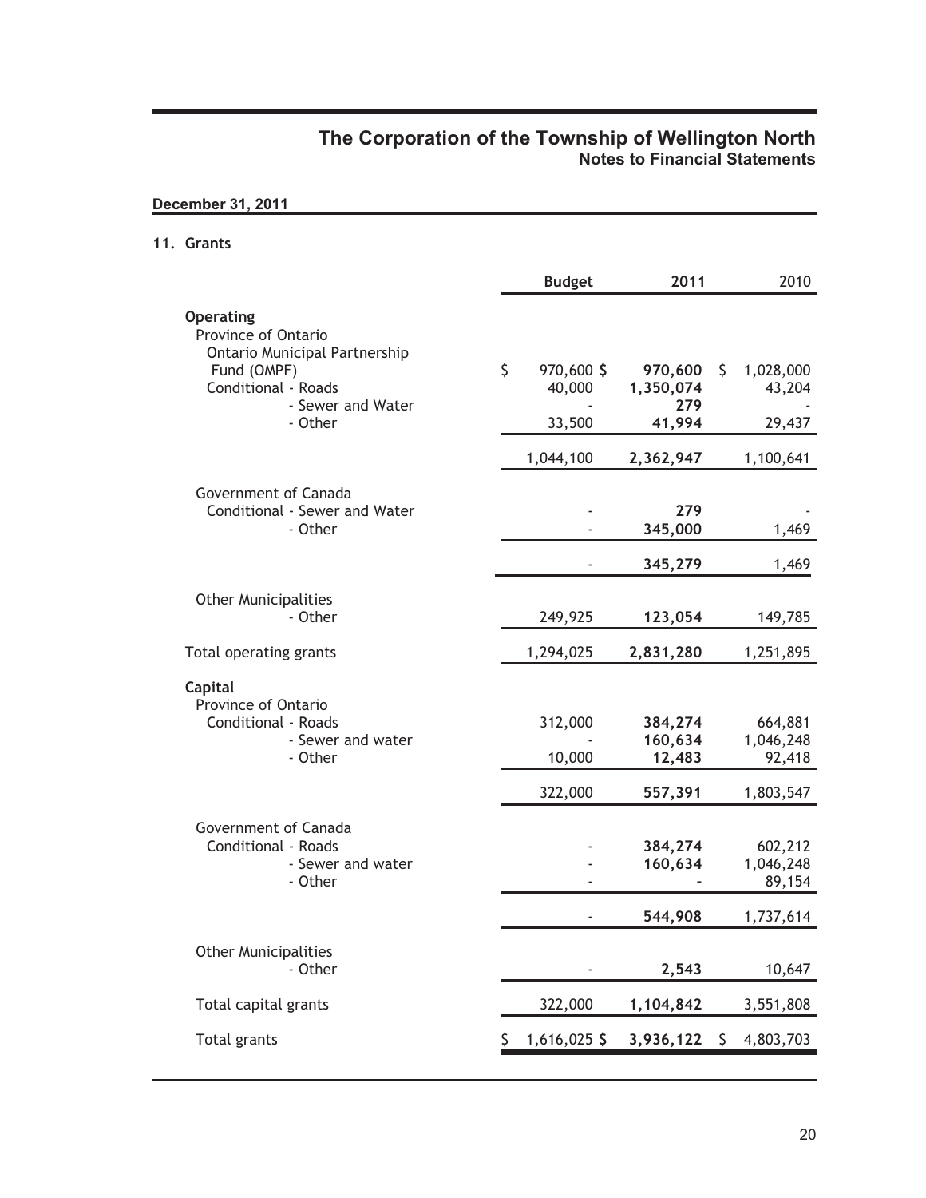# The Corporation of the Township of Wellington North
## Notes to Financial Statements

**December 31, 2011**

### 11. Grants

| | Budget | 2011 | 2010 |
|---|---|---|---|
| **Operating** | | | |
| Province of Ontario | | | |
| Ontario Municipal Partnership Fund (OMPF) | $ 970,600 | $ **970,600** | $ 1,028,000 |
| Conditional - Roads | 40,000 | **1,350,074** | 43,204 |
| - Sewer and Water | - | **279** | - |
| - Other | 33,500 | **41,994** | 29,437 |
| | 1,044,100 | **2,362,947** | 1,100,641 |
| Government of Canada | | | |
| Conditional - Sewer and Water | - | **279** | - |
| - Other | - | **345,000** | 1,469 |
| | - | **345,279** | 1,469 |
| Other Municipalities | | | |
| - Other | 249,925 | **123,054** | 149,785 |
| Total operating grants | 1,294,025 | **2,831,280** | 1,251,895 |
| **Capital** | | | |
| Province of Ontario | | | |
| Conditional - Roads | 312,000 | **384,274** | 664,881 |
| - Sewer and water | - | **160,634** | 1,046,248 |
| - Other | 10,000 | **12,483** | 92,418 |
| | 322,000 | **557,391** | 1,803,547 |
| Government of Canada | | | |
| Conditional - Roads | - | **384,274** | 602,212 |
| - Sewer and water | - | **160,634** | 1,046,248 |
| - Other | - | **-** | 89,154 |
| | - | **544,908** | 1,737,614 |
| Other Municipalities | | | |
| - Other | - | **2,543** | 10,647 |
| Total capital grants | 322,000 | **1,104,842** | 3,551,808 |
| Total grants | $ 1,616,025 | $ **3,936,122** | $ 4,803,703 |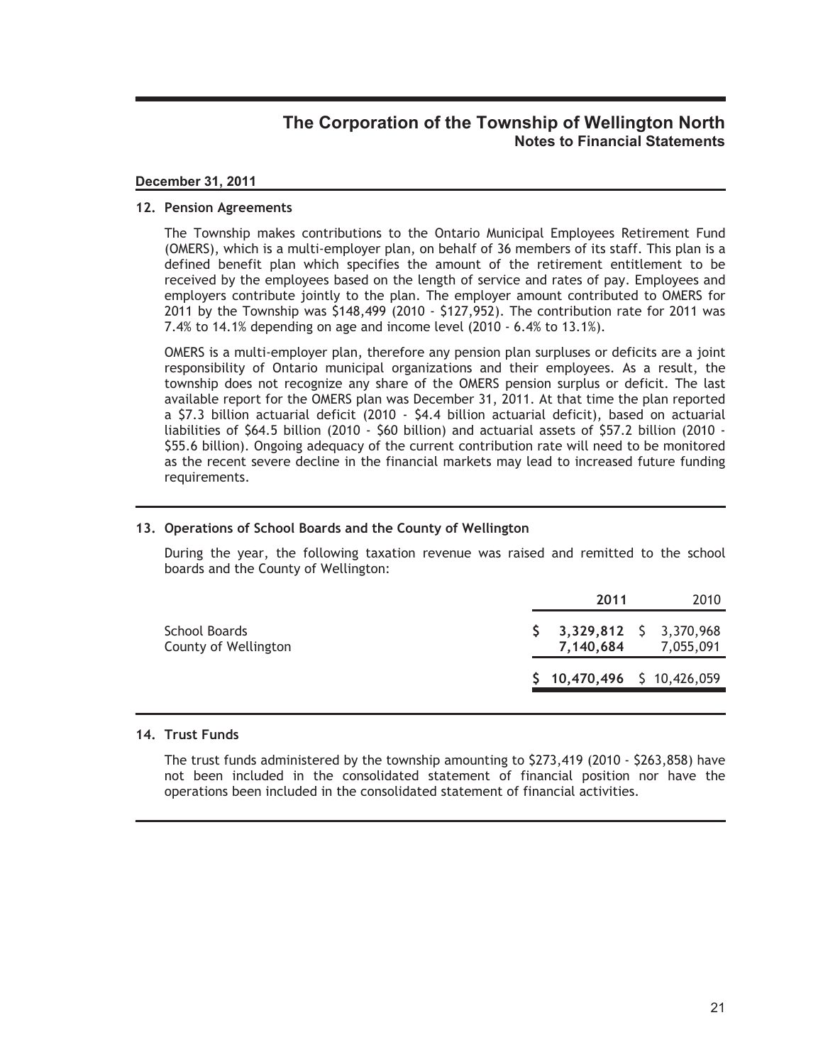# The Corporation of the Township of Wellington North

## Notes to Financial Statements

**December 31, 2011**

### 12. Pension Agreements

The Township makes contributions to the Ontario Municipal Employees Retirement Fund (OMERS), which is a multi-employer plan, on behalf of 36 members of its staff. This plan is a defined benefit plan which specifies the amount of the retirement entitlement to be received by the employees based on the length of service and rates of pay. Employees and employers contribute jointly to the plan. The employer amount contributed to OMERS for 2011 by the Township was $148,499 (2010 - $127,952). The contribution rate for 2011 was 7.4% to 14.1% depending on age and income level (2010 - 6.4% to 13.1%).

OMERS is a multi-employer plan, therefore any pension plan surpluses or deficits are a joint responsibility of Ontario municipal organizations and their employees. As a result, the township does not recognize any share of the OMERS pension surplus or deficit. The last available report for the OMERS plan was December 31, 2011. At that time the plan reported a $7.3 billion actuarial deficit (2010 - $4.4 billion actuarial deficit), based on actuarial liabilities of $64.5 billion (2010 - $60 billion) and actuarial assets of $57.2 billion (2010 - $55.6 billion). Ongoing adequacy of the current contribution rate will need to be monitored as the recent severe decline in the financial markets may lead to increased future funding requirements.

### 13. Operations of School Boards and the County of Wellington

During the year, the following taxation revenue was raised and remitted to the school boards and the County of Wellington:

| | **2011** | 2010 |
|---|---|---|
| School Boards | **$ 3,329,812** | $ 3,370,968 |
| County of Wellington | **7,140,684** | 7,055,091 |
| | **$ 10,470,496** | $ 10,426,059 |

### 14. Trust Funds

The trust funds administered by the township amounting to $273,419 (2010 - $263,858) have not been included in the consolidated statement of financial position nor have the operations been included in the consolidated statement of financial activities.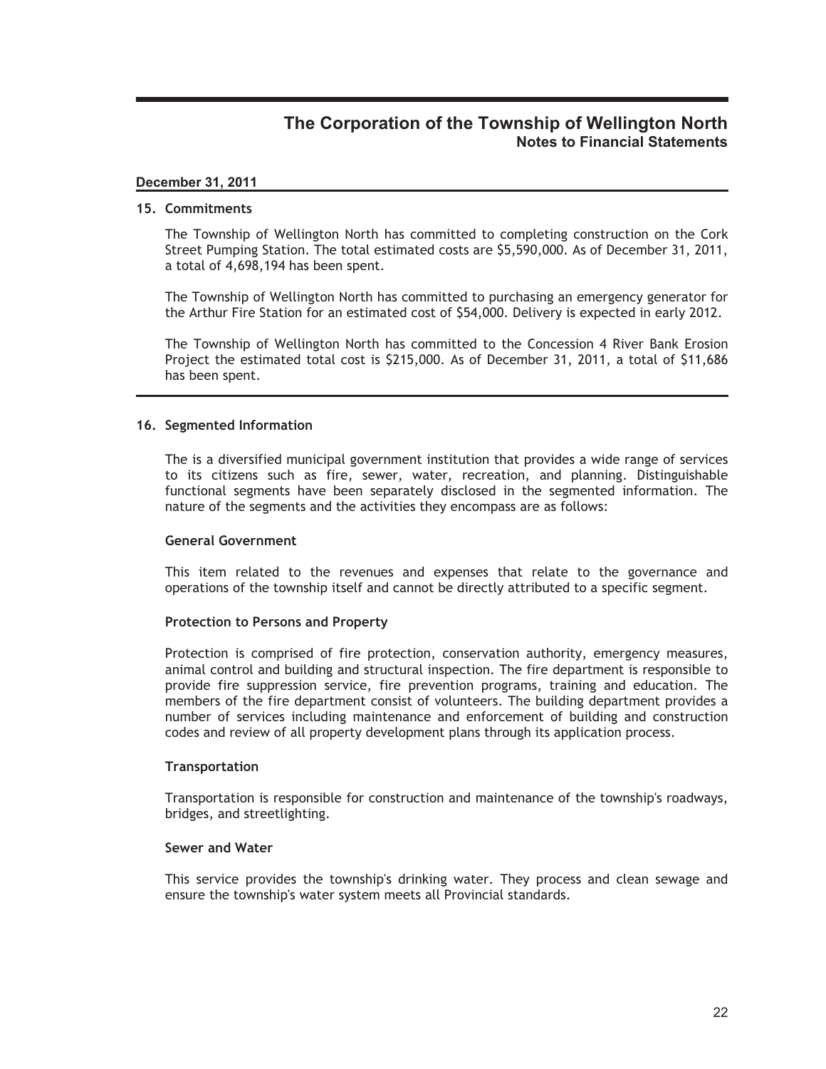## December 31, 2011

### 15. Commitments

The Township of Wellington North has committed to completing construction on the Cork Street Pumping Station. The total estimated costs are $5,590,000. As of December 31, 2011, a total of 4,698,194 has been spent.

The Township of Wellington North has committed to purchasing an emergency generator for the Arthur Fire Station for an estimated cost of $54,000. Delivery is expected in early 2012.

The Township of Wellington North has committed to the Concession 4 River Bank Erosion Project the estimated total cost is $215,000. As of December 31, 2011, a total of $11,686 has been spent.

### 16. Segmented Information

The is a diversified municipal government institution that provides a wide range of services to its citizens such as fire, sewer, water, recreation, and planning. Distinguishable functional segments have been separately disclosed in the segmented information. The nature of the segments and the activities they encompass are as follows:

**General Government**

This item related to the revenues and expenses that relate to the governance and operations of the township itself and cannot be directly attributed to a specific segment.

**Protection to Persons and Property**

Protection is comprised of fire protection, conservation authority, emergency measures, animal control and building and structural inspection. The fire department is responsible to provide fire suppression service, fire prevention programs, training and education. The members of the fire department consist of volunteers. The building department provides a number of services including maintenance and enforcement of building and construction codes and review of all property development plans through its application process.

**Transportation**

Transportation is responsible for construction and maintenance of the township's roadways, bridges, and streetlighting.

**Sewer and Water**

This service provides the township's drinking water. They process and clean sewage and ensure the township's water system meets all Provincial standards.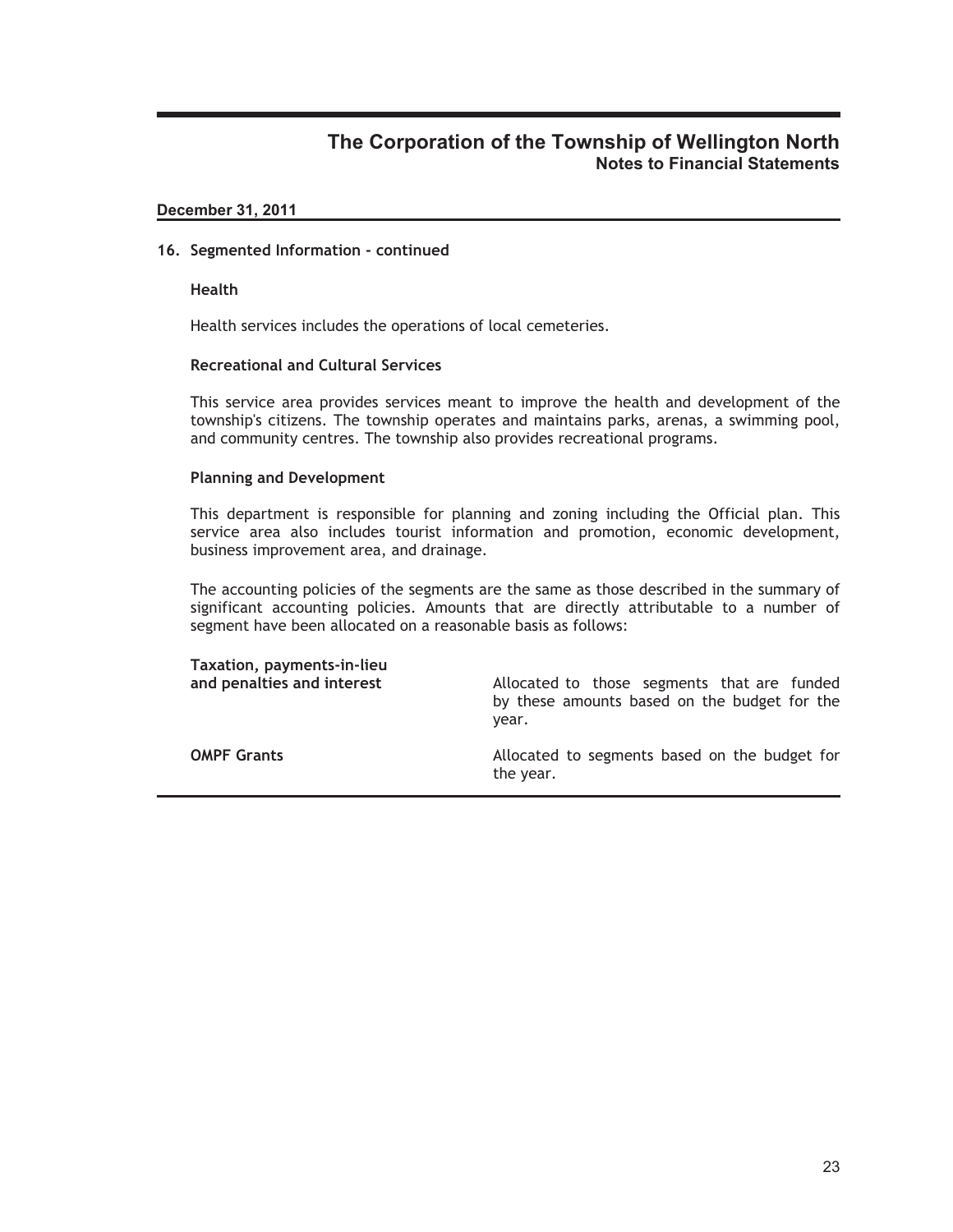**December 31, 2011**

**16. Segmented Information - continued**

**Health**

Health services includes the operations of local cemeteries.

**Recreational and Cultural Services**

This service area provides services meant to improve the health and development of the township's citizens. The township operates and maintains parks, arenas, a swimming pool, and community centres. The township also provides recreational programs.

**Planning and Development**

This department is responsible for planning and zoning including the Official plan. This service area also includes tourist information and promotion, economic development, business improvement area, and drainage.

The accounting policies of the segments are the same as those described in the summary of significant accounting policies. Amounts that are directly attributable to a number of segment have been allocated on a reasonable basis as follows:

| | |
|---|---|
| **Taxation, payments-in-lieu and penalties and interest** | Allocated to those segments that are funded by these amounts based on the budget for the year. |
| **OMPF Grants** | Allocated to segments based on the budget for the year. |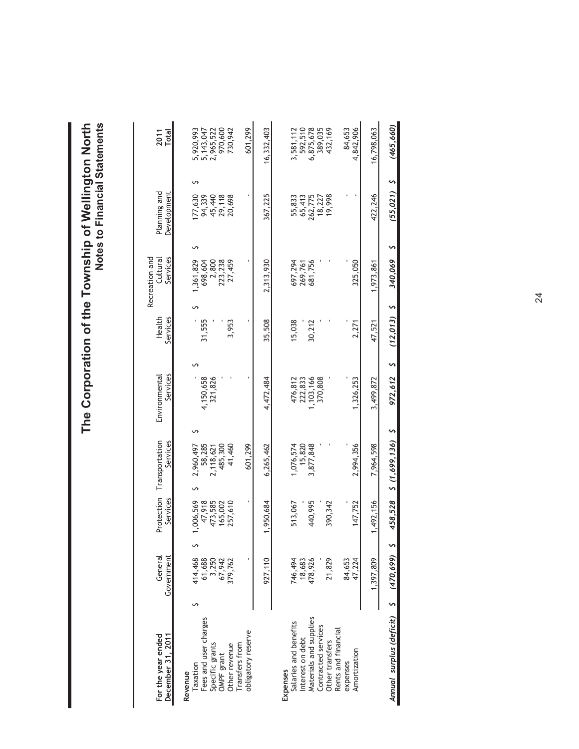# The Corporation of the Township of Wellington North

## Notes to Financial Statements

| For the year ended December 31, 2011 | General Government | Protection Services | Transportation Services | Environmental Services | Health Services | Recreation and Cultural Services | Planning and Development | 2011 Total |
|---|---|---|---|---|---|---|---|---|
| **Revenue** | | | | | | | | |
| Taxation | $ 414,468 | $ 1,006,569 | $ 2,960,497 | $ - | $ - | $ 1,361,829 | $ 177,630 | $ 5,920,993 |
| Fees and user charges | 61,688 | 47,918 | 58,285 | 4,150,658 | 31,555 | 698,604 | 94,339 | 5,143,047 |
| Specific grants | 3,250 | 473,585 | 2,118,621 | 321,826 | - | 2,800 | 45,440 | 2,965,522 |
| OMPF grant | 67,942 | 165,002 | 485,300 | - | - | 223,238 | 29,118 | 970,600 |
| Other revenue | 379,762 | 257,610 | 41,460 | - | 3,953 | 27,459 | 20,698 | 730,942 |
| Transfers from obligatory reserve | - | - | 601,299 | - | - | - | - | 601,299 |
| | 927,110 | 1,950,684 | 6,265,462 | 4,472,484 | 35,508 | 2,313,930 | 367,225 | 16,332,403 |
| **Expenses** | | | | | | | | |
| Salaries and benefits | 746,494 | 513,067 | 1,076,574 | 476,812 | 15,038 | 697,294 | 55,833 | 3,581,112 |
| Interest on debt | 18,683 | - | 15,820 | 222,833 | - | 269,761 | 65,413 | 592,510 |
| Materials and supplies | 478,926 | 440,995 | 3,877,848 | 1,103,166 | 30,212 | 681,756 | 262,775 | 6,875,678 |
| Contracted services | - | - | - | 370,808 | - | - | 18,227 | 389,035 |
| Other transfers | 21,829 | 390,342 | - | - | - | - | 19,998 | 432,169 |
| Rents and financial expenses | 84,653 | - | - | - | - | - | - | 84,653 |
| Amortization | 47,224 | 147,752 | 2,994,356 | 1,326,253 | 2,271 | 325,050 | - | 4,842,906 |
| | 1,397,809 | 1,492,156 | 7,964,598 | 3,499,872 | 47,521 | 1,973,861 | 422,246 | 16,798,063 |
| *Annual surplus (deficit)* | *$ (470,699)* | *$ 458,528* | *$ (1,699,136)* | *$ 972,612* | *$ (12,013)* | *$ 340,069* | *$ (55,021)* | *$ (465,660)* |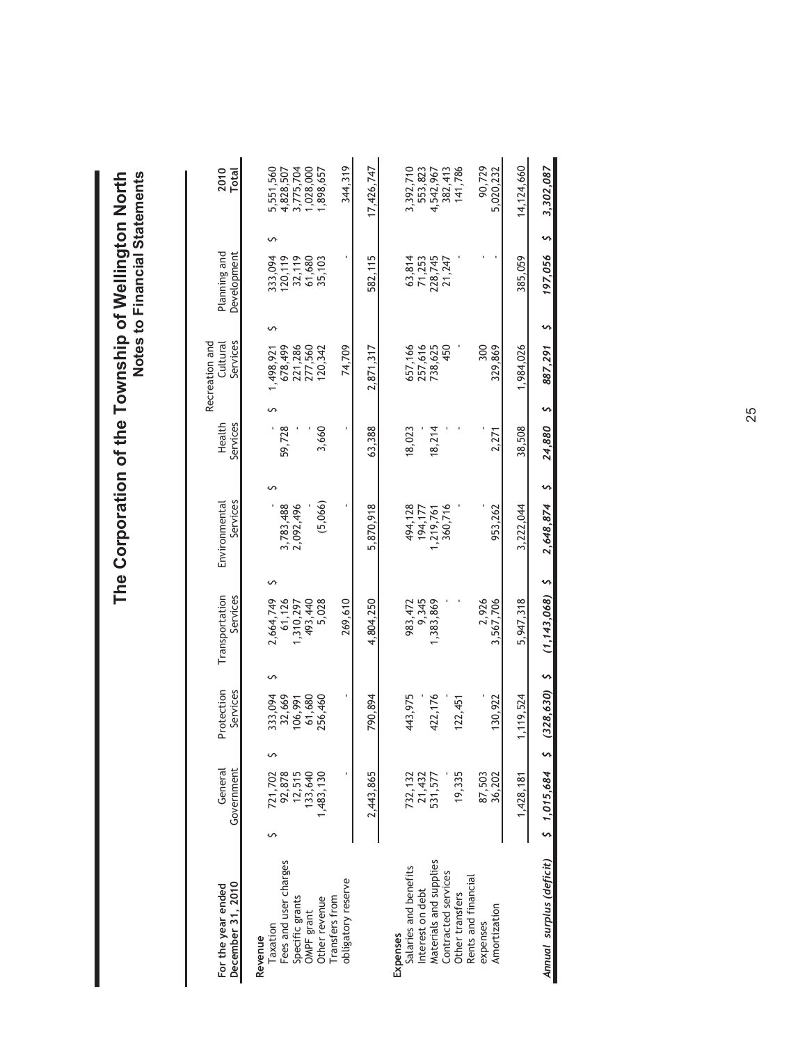# The Corporation of the Township of Wellington North

## Notes to Financial Statements

| For the year ended December 31, 2010 | General Government | Protection Services | Transportation Services | Environmental Services | Health Services | Recreation and Cultural Services | Planning and Development | 2010 Total |
|---|---|---|---|---|---|---|---|---|
| **Revenue** | | | | | | | | |
| Taxation | $ 721,702 | $ 333,094 | $ 2,664,749 | $ - | $ - | $ 1,498,921 | $ 333,094 | $ 5,551,560 |
| Fees and user charges | 92,878 | 32,669 | 61,126 | 3,783,488 | 59,728 | 678,499 | 120,119 | 4,828,507 |
| Specific grants | 12,515 | 106,991 | 1,310,297 | 2,092,496 | - | 221,286 | 32,119 | 3,775,704 |
| OMPF grant | 133,640 | 61,680 | 493,440 | - | - | 277,560 | 61,680 | 1,028,000 |
| Other revenue | 1,483,130 | 256,460 | 5,028 | (5,066) | 3,660 | 120,342 | 35,103 | 1,898,657 |
| Transfers from obligatory reserve | - | - | 269,610 | - | - | 74,709 | - | 344,319 |
| | 2,443,865 | 790,894 | 4,804,250 | 5,870,918 | 63,388 | 2,871,317 | 582,115 | 17,426,747 |
| **Expenses** | | | | | | | | |
| Salaries and benefits | 732,132 | 443,975 | 983,472 | 494,128 | 18,023 | 657,166 | 63,814 | 3,392,710 |
| Interest on debt | 21,432 | - | 9,345 | 194,177 | - | 257,616 | 71,253 | 553,823 |
| Materials and supplies | 531,577 | 422,176 | 1,383,869 | 1,219,761 | 18,214 | 738,625 | 228,745 | 4,542,967 |
| Contracted services | - | - | - | 360,716 | - | 450 | 21,247 | 382,413 |
| Other transfers | 19,335 | 122,451 | - | - | - | - | - | 141,786 |
| Rents and financial expenses | 87,503 | - | 2,926 | - | - | 300 | - | 90,729 |
| Amortization | 36,202 | 130,922 | 3,567,706 | 953,262 | 2,271 | 329,869 | - | 5,020,232 |
| | 1,428,181 | 1,119,524 | 5,947,318 | 3,222,044 | 38,508 | 1,984,026 | 385,059 | 14,124,660 |
| *Annual surplus (deficit)* | *$ 1,015,684* | *$ (328,630)* | *$ (1,143,068)* | *$ 2,648,874* | *$ 24,880* | *$ 887,291* | *$ 197,056* | *$ 3,302,087* |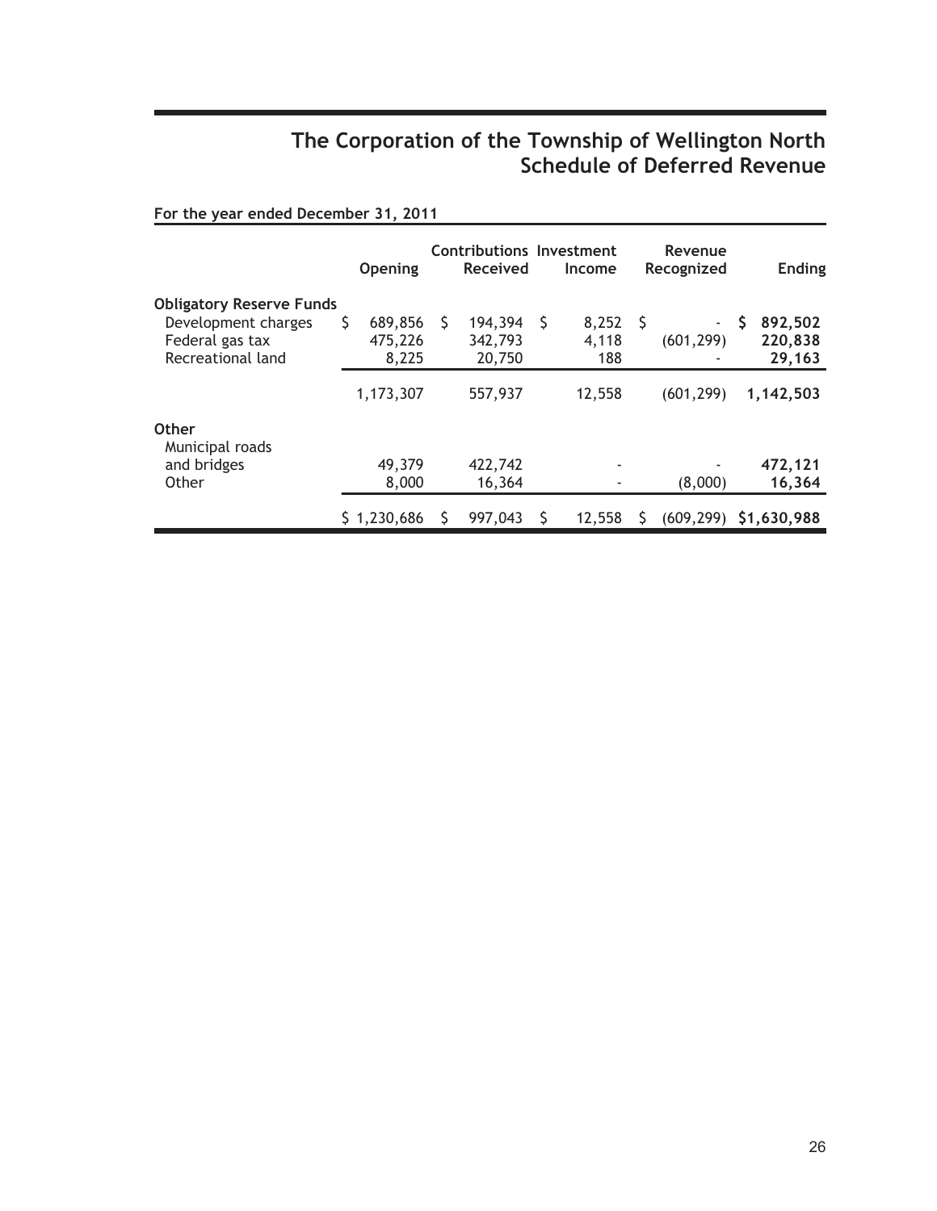# The Corporation of the Township of Wellington North
## Schedule of Deferred Revenue

**For the year ended December 31, 2011**

| | Opening | Contributions Received | Investment Income | Revenue Recognized | Ending |
|---|---|---|---|---|---|
| **Obligatory Reserve Funds** | | | | | |
| Development charges | $ 689,856 | $ 194,394 | $ 8,252 | $ - | **$ 892,502** |
| Federal gas tax | 475,226 | 342,793 | 4,118 | (601,299) | **220,838** |
| Recreational land | 8,225 | 20,750 | 188 | - | **29,163** |
| | 1,173,307 | 557,937 | 12,558 | (601,299) | **1,142,503** |
| **Other** | | | | | |
| Municipal roads and bridges | 49,379 | 422,742 | - | - | **472,121** |
| Other | 8,000 | 16,364 | - | (8,000) | **16,364** |
| | $ 1,230,686 | $ 997,043 | $ 12,558 | $ (609,299) | **$1,630,988** |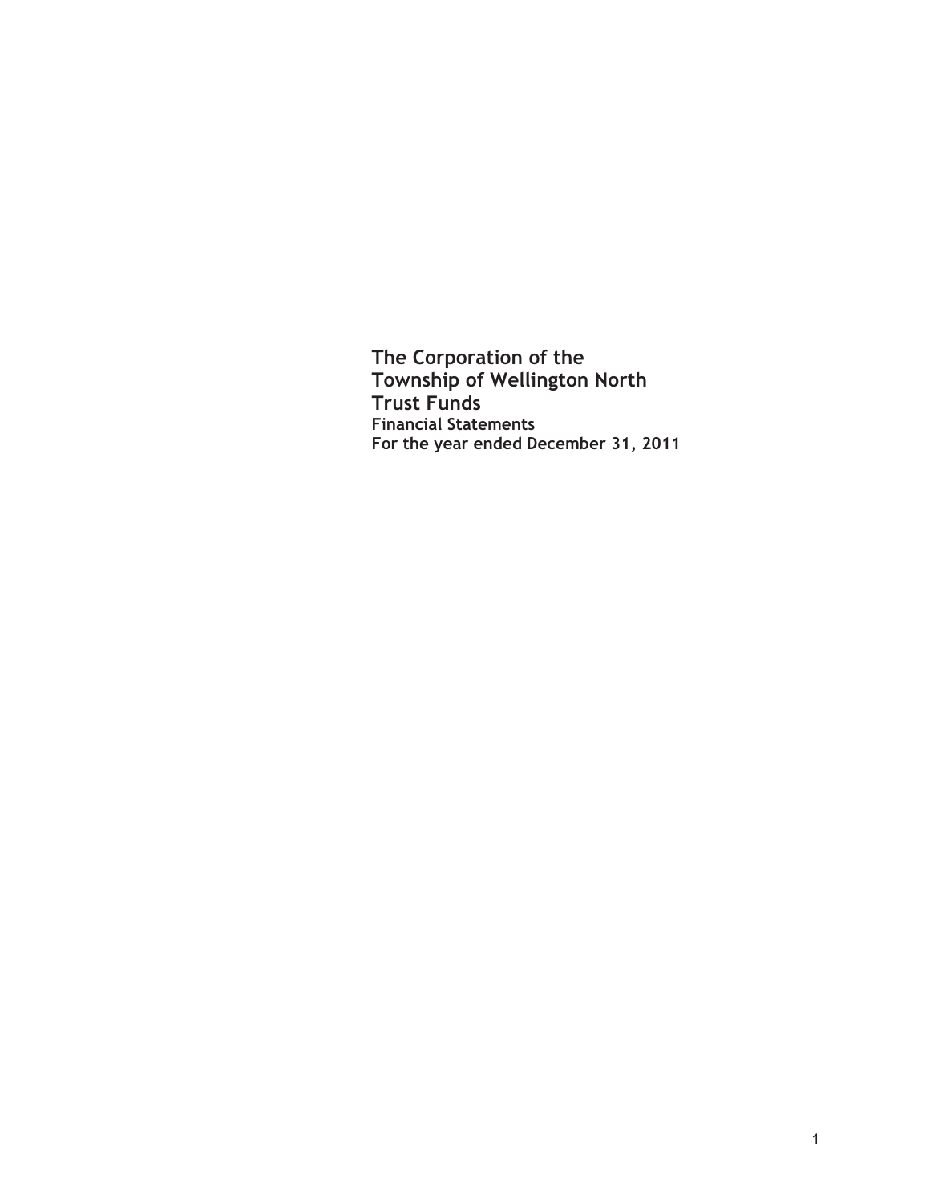# The Corporation of the Township of Wellington North Trust Funds

**Financial Statements**

**For the year ended December 31, 2011**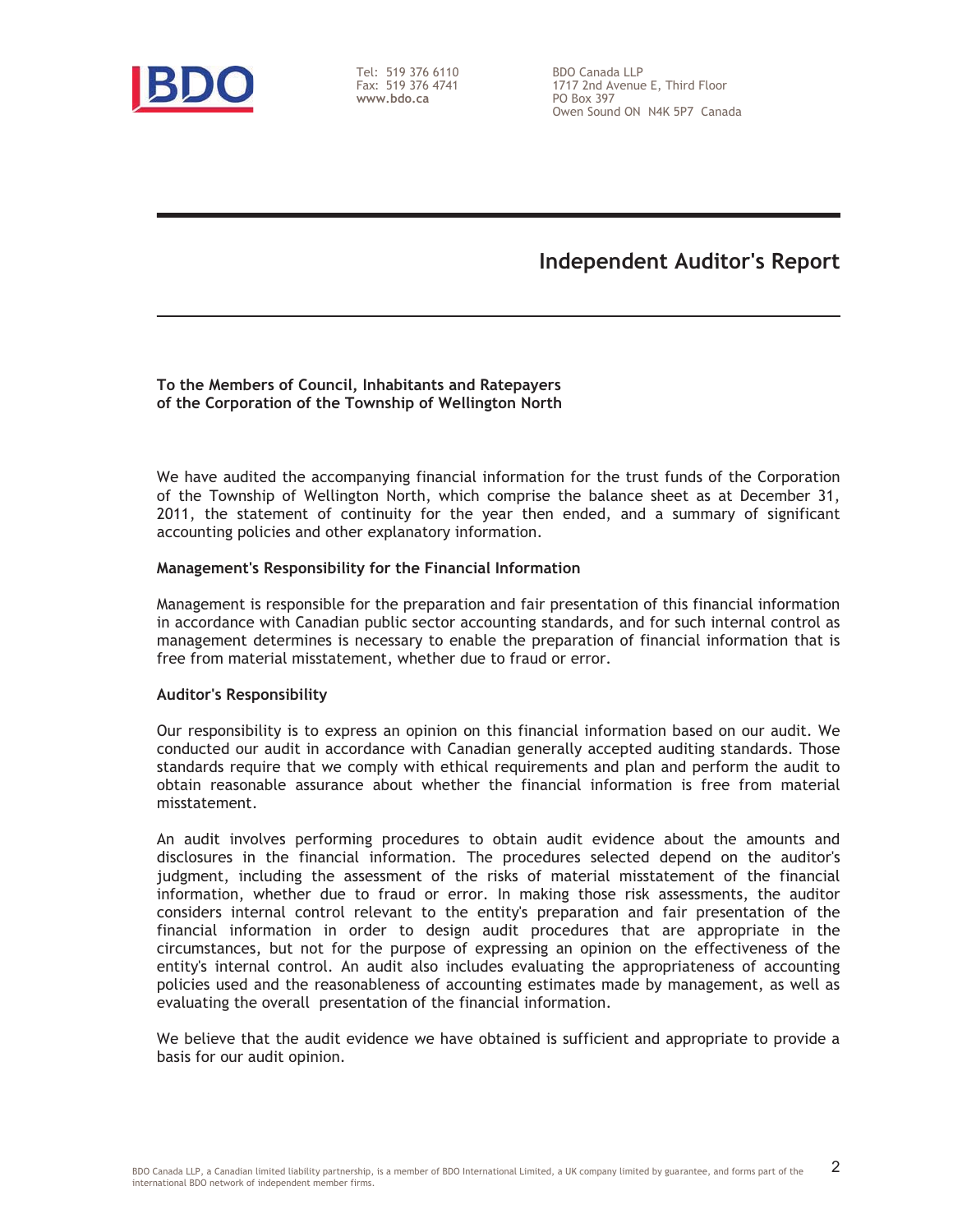Tel: 519 376 6110
Fax: 519 376 4741
**www.bdo.ca**

BDO Canada LLP
1717 2nd Avenue E, Third Floor
PO Box 397
Owen Sound ON N4K 5P7 Canada

# Independent Auditor's Report

**To the Members of Council, Inhabitants and Ratepayers of the Corporation of the Township of Wellington North**

We have audited the accompanying financial information for the trust funds of the Corporation of the Township of Wellington North, which comprise the balance sheet as at December 31, 2011, the statement of continuity for the year then ended, and a summary of significant accounting policies and other explanatory information.

**Management's Responsibility for the Financial Information**

Management is responsible for the preparation and fair presentation of this financial information in accordance with Canadian public sector accounting standards, and for such internal control as management determines is necessary to enable the preparation of financial information that is free from material misstatement, whether due to fraud or error.

**Auditor's Responsibility**

Our responsibility is to express an opinion on this financial information based on our audit. We conducted our audit in accordance with Canadian generally accepted auditing standards. Those standards require that we comply with ethical requirements and plan and perform the audit to obtain reasonable assurance about whether the financial information is free from material misstatement.

An audit involves performing procedures to obtain audit evidence about the amounts and disclosures in the financial information. The procedures selected depend on the auditor's judgment, including the assessment of the risks of material misstatement of the financial information, whether due to fraud or error. In making those risk assessments, the auditor considers internal control relevant to the entity's preparation and fair presentation of the financial information in order to design audit procedures that are appropriate in the circumstances, but not for the purpose of expressing an opinion on the effectiveness of the entity's internal control. An audit also includes evaluating the appropriateness of accounting policies used and the reasonableness of accounting estimates made by management, as well as evaluating the overall presentation of the financial information.

We believe that the audit evidence we have obtained is sufficient and appropriate to provide a basis for our audit opinion.

BDO Canada LLP, a Canadian limited liability partnership, is a member of BDO International Limited, a UK company limited by guarantee, and forms part of the international BDO network of independent member firms.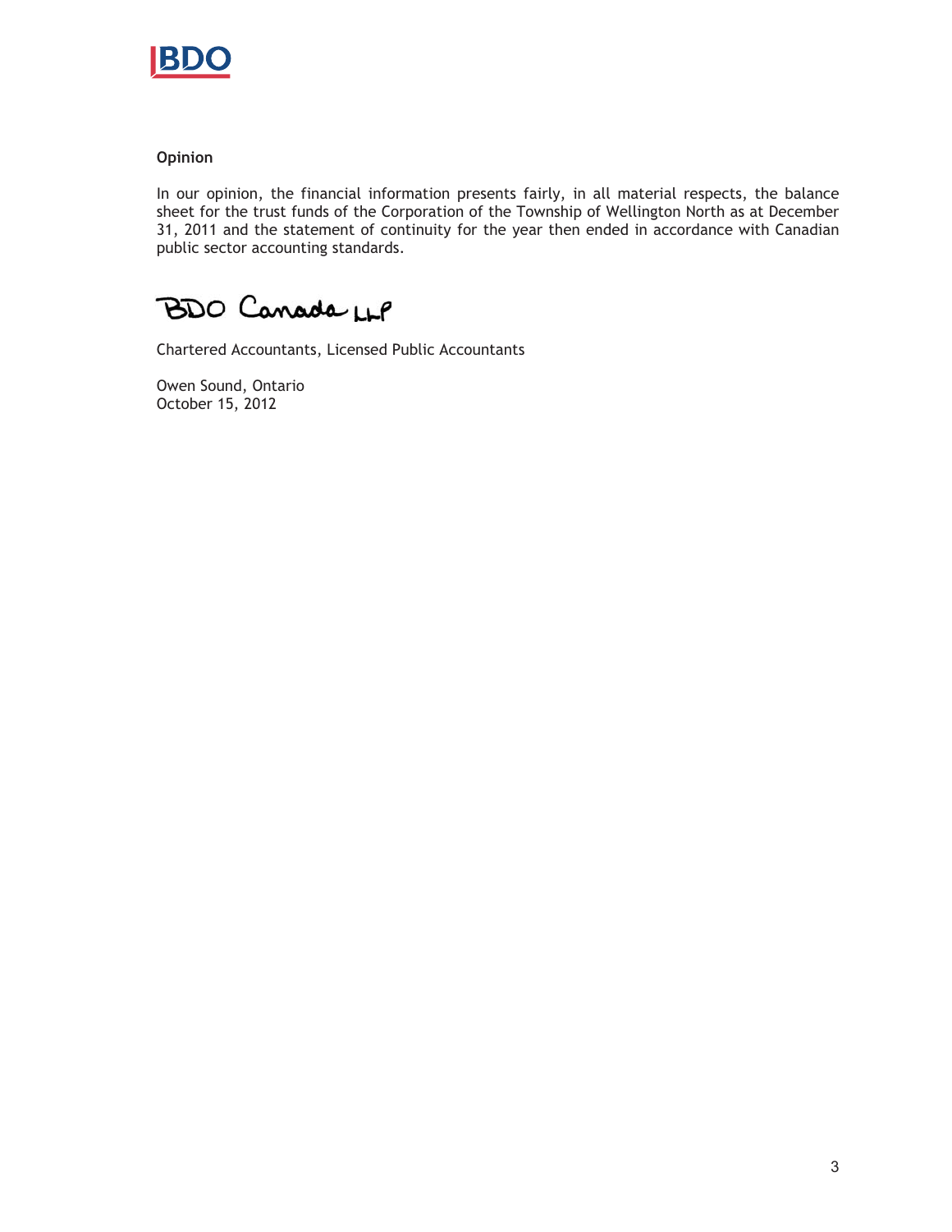**Opinion**

In our opinion, the financial information presents fairly, in all material respects, the balance sheet for the trust funds of the Corporation of the Township of Wellington North as at December 31, 2011 and the statement of continuity for the year then ended in accordance with Canadian public sector accounting standards.

BDO Canada LLP

Chartered Accountants, Licensed Public Accountants

Owen Sound, Ontario
October 15, 2012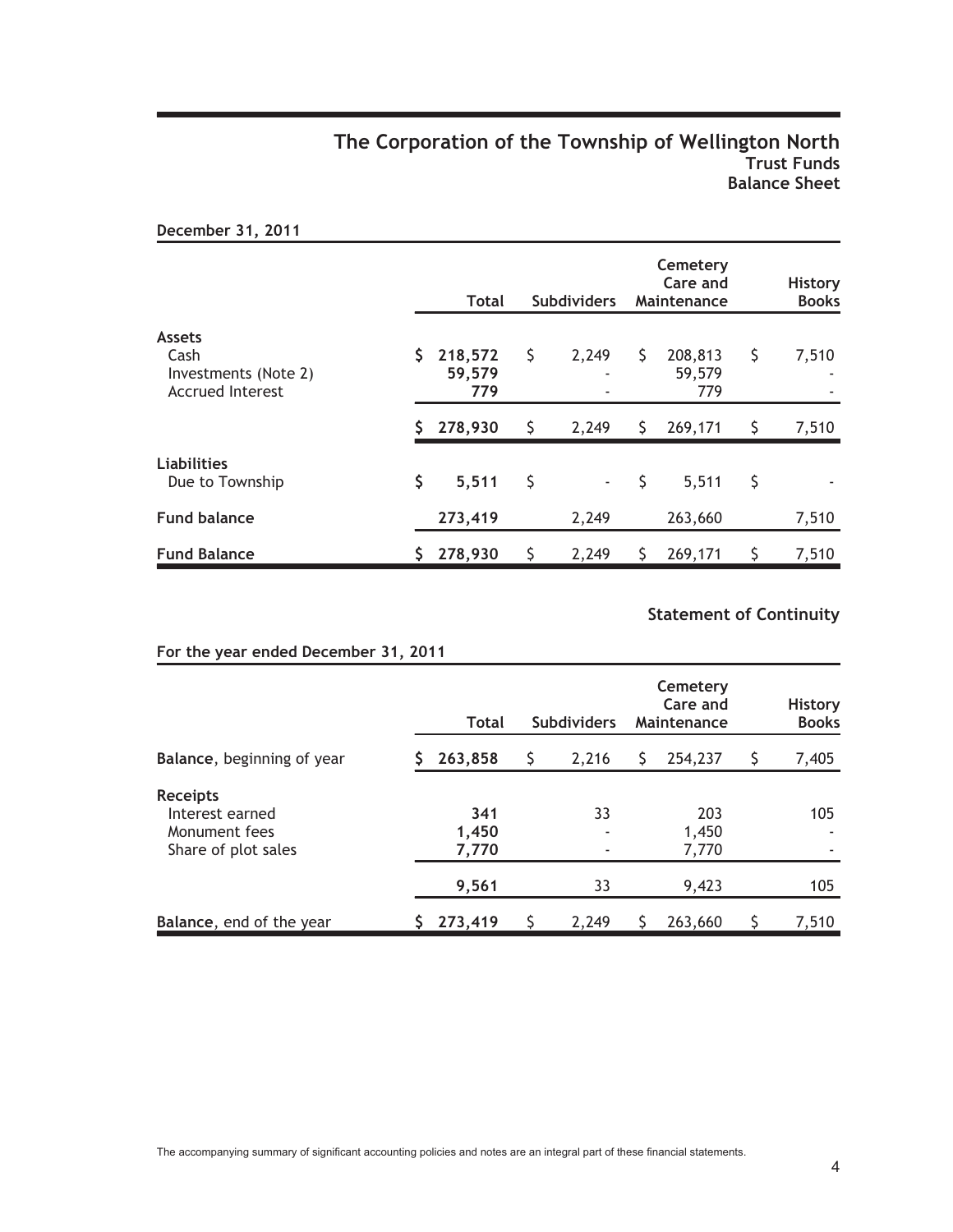# The Corporation of the Township of Wellington North
## Trust Funds
## Balance Sheet

**December 31, 2011**

| | Total | Subdividers | Cemetery Care and Maintenance | History Books |
|---|---|---|---|---|
| **Assets** | | | | |
| Cash | $ 218,572 | $ 2,249 | $ 208,813 | $ 7,510 |
| Investments (Note 2) | 59,579 | - | 59,579 | - |
| Accrued Interest | 779 | - | 779 | - |
| | $ 278,930 | $ 2,249 | $ 269,171 | $ 7,510 |
| **Liabilities** | | | | |
| Due to Township | $ 5,511 | $ - | $ 5,511 | $ - |
| **Fund balance** | 273,419 | 2,249 | 263,660 | 7,510 |
| **Fund Balance** | $ 278,930 | $ 2,249 | $ 269,171 | $ 7,510 |

## Statement of Continuity

**For the year ended December 31, 2011**

| | Total | Subdividers | Cemetery Care and Maintenance | History Books |
|---|---|---|---|---|
| **Balance**, beginning of year | $ 263,858 | $ 2,216 | $ 254,237 | $ 7,405 |
| **Receipts** | | | | |
| Interest earned | 341 | 33 | 203 | 105 |
| Monument fees | 1,450 | - | 1,450 | - |
| Share of plot sales | 7,770 | - | 7,770 | - |
| | 9,561 | 33 | 9,423 | 105 |
| **Balance**, end of the year | $ 273,419 | $ 2,249 | $ 263,660 | $ 7,510 |

The accompanying summary of significant accounting policies and notes are an integral part of these financial statements.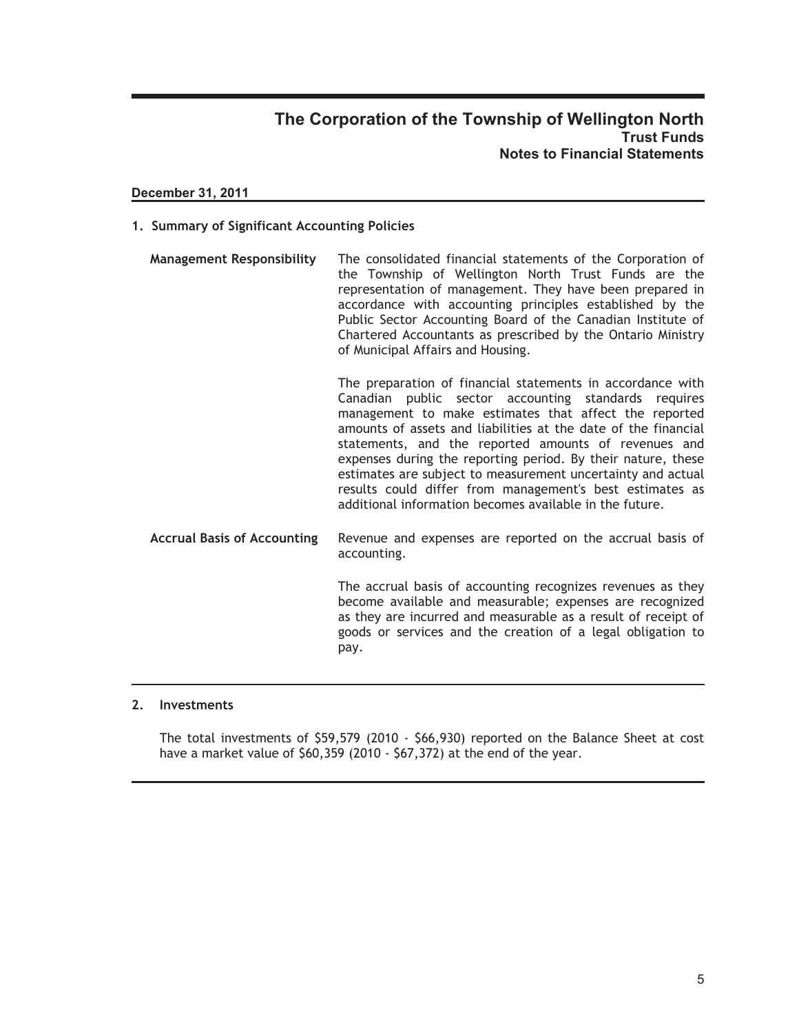# The Corporation of the Township of Wellington North

## Trust Funds

## Notes to Financial Statements

**December 31, 2011**

### 1. Summary of Significant Accounting Policies

**Management Responsibility**

The consolidated financial statements of the Corporation of the Township of Wellington North Trust Funds are the representation of management. They have been prepared in accordance with accounting principles established by the Public Sector Accounting Board of the Canadian Institute of Chartered Accountants as prescribed by the Ontario Ministry of Municipal Affairs and Housing.

The preparation of financial statements in accordance with Canadian public sector accounting standards requires management to make estimates that affect the reported amounts of assets and liabilities at the date of the financial statements, and the reported amounts of revenues and expenses during the reporting period. By their nature, these estimates are subject to measurement uncertainty and actual results could differ from management's best estimates as additional information becomes available in the future.

**Accrual Basis of Accounting**

Revenue and expenses are reported on the accrual basis of accounting.

The accrual basis of accounting recognizes revenues as they become available and measurable; expenses are recognized as they are incurred and measurable as a result of receipt of goods or services and the creation of a legal obligation to pay.

### 2. Investments

The total investments of $59,579 (2010 - $66,930) reported on the Balance Sheet at cost have a market value of $60,359 (2010 - $67,372) at the end of the year.